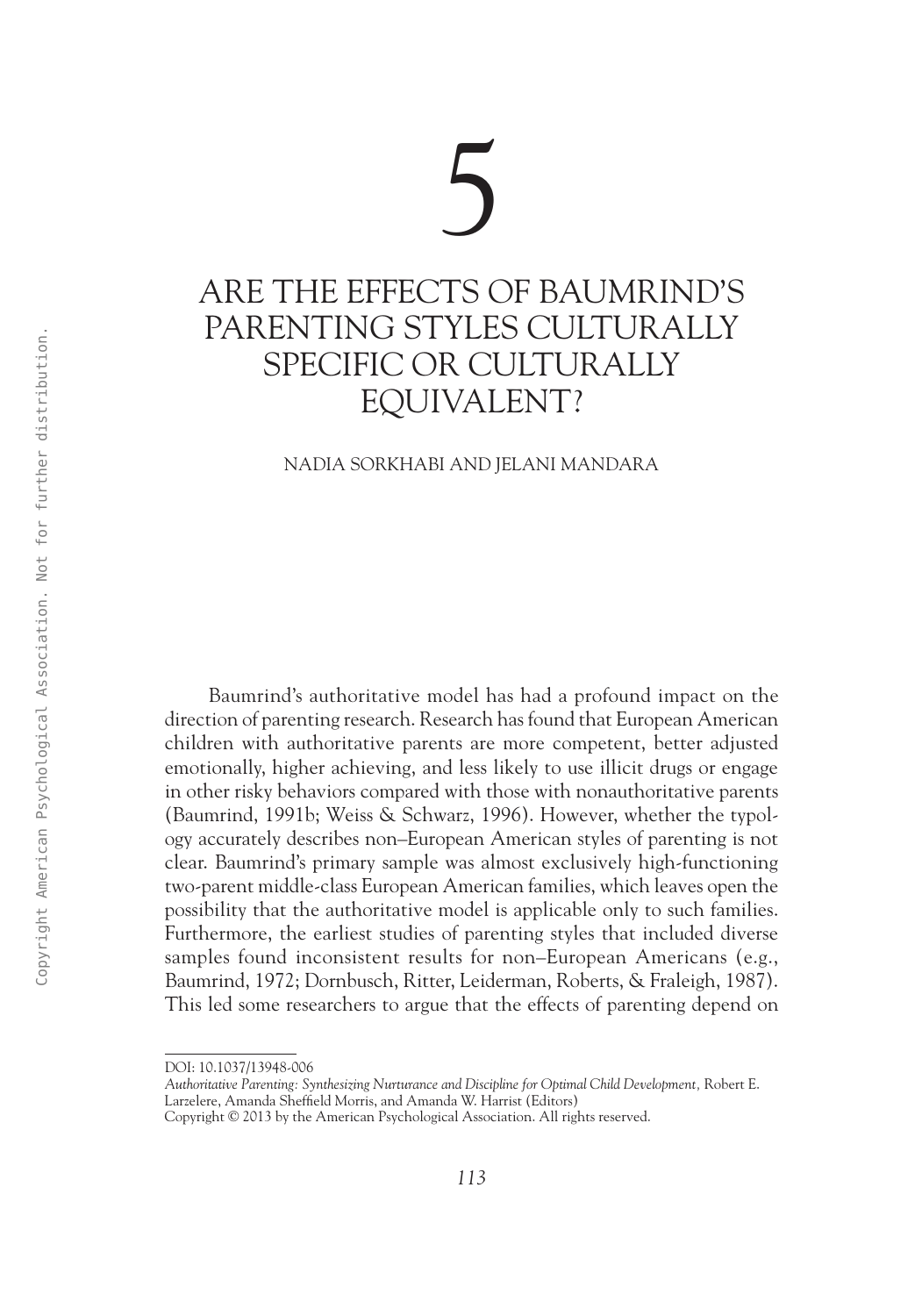# 5

# ARE THE EFFECTS OF BAUMRIND'S PARENTING STYLES CULTURALLY SPECIFIC OR CULTURALLY EQUIVALENT?

NADIA SORKHABI AND JELANI MANDARA

Baumrind's authoritative model has had a profound impact on the direction of parenting research. Research has found that European American children with authoritative parents are more competent, better adjusted emotionally, higher achieving, and less likely to use illicit drugs or engage in other risky behaviors compared with those with nonauthoritative parents (Baumrind, 1991b; Weiss & Schwarz, 1996). However, whether the typology accurately describes non–European American styles of parenting is not clear. Baumrind's primary sample was almost exclusively high-functioning two-parent middle-class European American families, which leaves open the possibility that the authoritative model is applicable only to such families. Furthermore, the earliest studies of parenting styles that included diverse samples found inconsistent results for non–European Americans (e.g., Baumrind, 1972; Dornbusch, Ritter, Leiderman, Roberts, & Fraleigh, 1987). This led some researchers to argue that the effects of parenting depend on

---

DOI: 10.1037/13948-006

*Authoritative Parenting: Synthesizing Nurturance and Discipline for Optimal Child Development,* Robert E. Larzelere, Amanda Sheffield Morris, and Amanda W. Harrist (Editors)

Copyright © 2013 by the American Psychological Association. All rights reserved.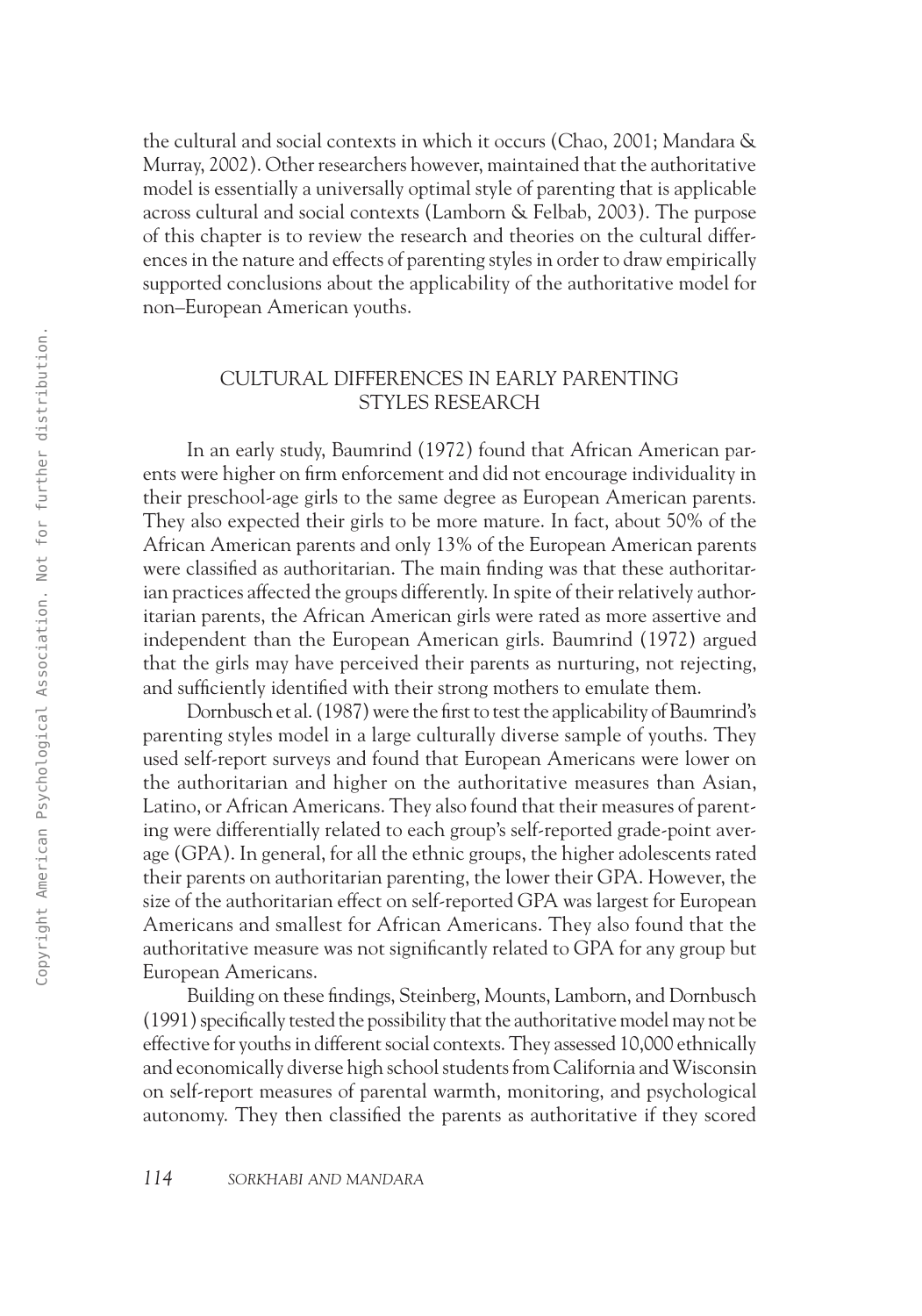the cultural and social contexts in which it occurs (Chao, 2001; Mandara & Murray, 2002). Other researchers however, maintained that the authoritative model is essentially a universally optimal style of parenting that is applicable across cultural and social contexts (Lamborn & Felbab, 2003). The purpose of this chapter is to review the research and theories on the cultural differences in the nature and effects of parenting styles in order to draw empirically supported conclusions about the applicability of the authoritative model for non–European American youths.

## CULTURAL DIFFERENCES IN EARLY PARENTING STYLES RESEARCH

In an early study, Baumrind (1972) found that African American parents were higher on firm enforcement and did not encourage individuality in their preschool-age girls to the same degree as European American parents. They also expected their girls to be more mature. In fact, about 50% of the African American parents and only 13% of the European American parents were classified as authoritarian. The main finding was that these authoritarian practices affected the groups differently. In spite of their relatively authoritarian parents, the African American girls were rated as more assertive and independent than the European American girls. Baumrind (1972) argued that the girls may have perceived their parents as nurturing, not rejecting, and sufficiently identified with their strong mothers to emulate them.

Dornbusch et al. (1987) were the first to test the applicability of Baumrind's parenting styles model in a large culturally diverse sample of youths. They used self-report surveys and found that European Americans were lower on the authoritarian and higher on the authoritative measures than Asian, Latino, or African Americans. They also found that their measures of parenting were differentially related to each group's self-reported grade-point average (GPA). In general, for all the ethnic groups, the higher adolescents rated their parents on authoritarian parenting, the lower their GPA. However, the size of the authoritarian effect on self-reported GPA was largest for European Americans and smallest for African Americans. They also found that the authoritative measure was not significantly related to GPA for any group but European Americans.

Building on these findings, Steinberg, Mounts, Lamborn, and Dornbusch (1991) specifically tested the possibility that the authoritative model may not be effective for youths in different social contexts. They assessed 10,000 ethnically and economically diverse high school students from California and Wisconsin on self-report measures of parental warmth, monitoring, and psychological autonomy. They then classified the parents as authoritative if they scored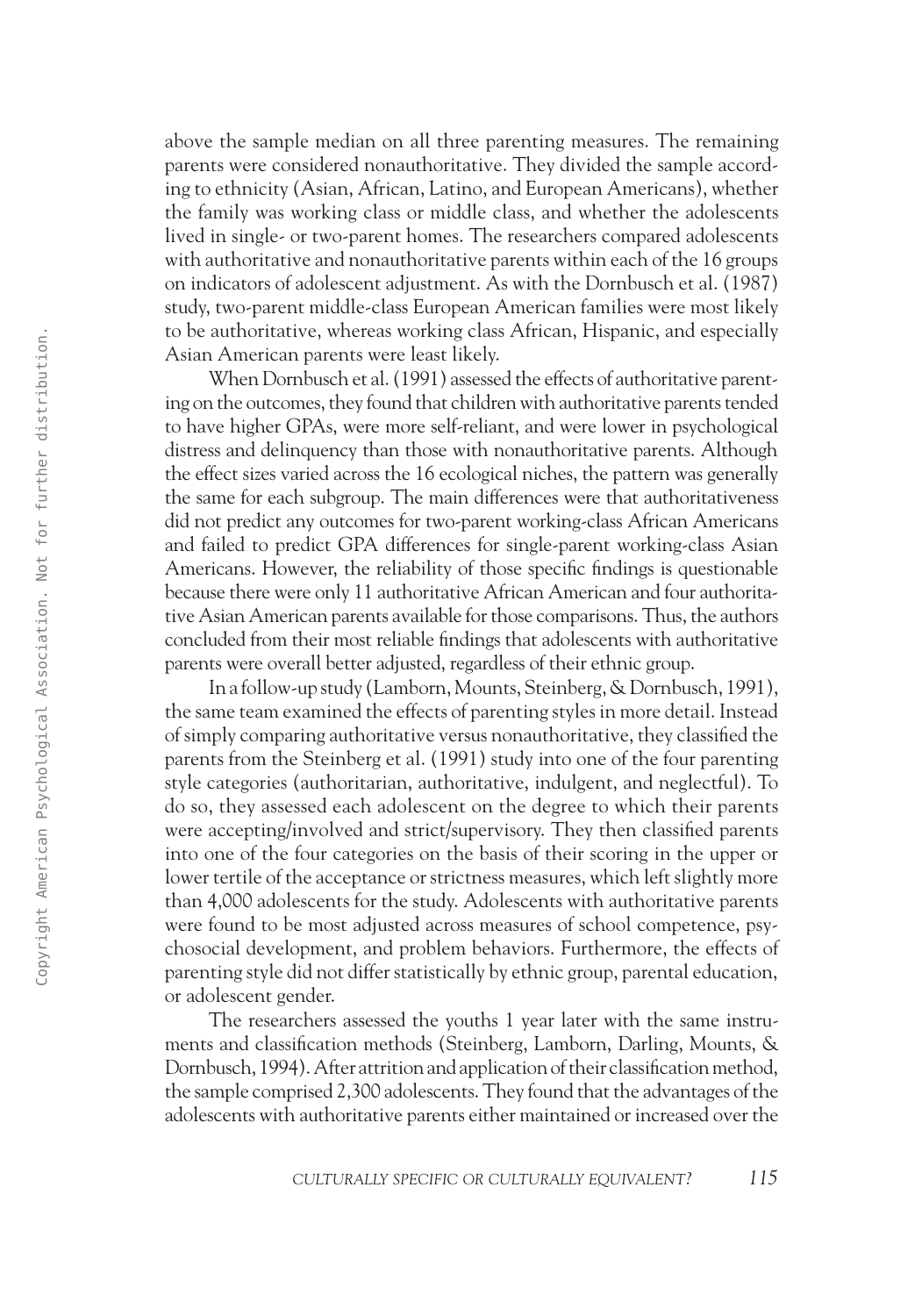above the sample median on all three parenting measures. The remaining parents were considered nonauthoritative. They divided the sample according to ethnicity (Asian, African, Latino, and European Americans), whether the family was working class or middle class, and whether the adolescents lived in single- or two-parent homes. The researchers compared adolescents with authoritative and nonauthoritative parents within each of the 16 groups on indicators of adolescent adjustment. As with the Dornbusch et al. (1987) study, two-parent middle-class European American families were most likely to be authoritative, whereas working class African, Hispanic, and especially Asian American parents were least likely.

When Dornbusch et al. (1991) assessed the effects of authoritative parenting on the outcomes, they found that children with authoritative parents tended to have higher GPAs, were more self-reliant, and were lower in psychological distress and delinquency than those with nonauthoritative parents. Although the effect sizes varied across the 16 ecological niches, the pattern was generally the same for each subgroup. The main differences were that authoritativeness did not predict any outcomes for two-parent working-class African Americans and failed to predict GPA differences for single-parent working-class Asian Americans. However, the reliability of those specific findings is questionable because there were only 11 authoritative African American and four authoritative Asian American parents available for those comparisons. Thus, the authors concluded from their most reliable findings that adolescents with authoritative parents were overall better adjusted, regardless of their ethnic group.

In a follow-up study (Lamborn, Mounts, Steinberg, & Dornbusch, 1991), the same team examined the effects of parenting styles in more detail. Instead of simply comparing authoritative versus nonauthoritative, they classified the parents from the Steinberg et al. (1991) study into one of the four parenting style categories (authoritarian, authoritative, indulgent, and neglectful). To do so, they assessed each adolescent on the degree to which their parents were accepting/involved and strict/supervisory. They then classified parents into one of the four categories on the basis of their scoring in the upper or lower tertile of the acceptance or strictness measures, which left slightly more than 4,000 adolescents for the study. Adolescents with authoritative parents were found to be most adjusted across measures of school competence, psychosocial development, and problem behaviors. Furthermore, the effects of parenting style did not differ statistically by ethnic group, parental education, or adolescent gender.

The researchers assessed the youths 1 year later with the same instruments and classification methods (Steinberg, Lamborn, Darling, Mounts, & Dornbusch, 1994). After attrition and application of their classification method, the sample comprised 2,300 adolescents. They found that the advantages of the adolescents with authoritative parents either maintained or increased over the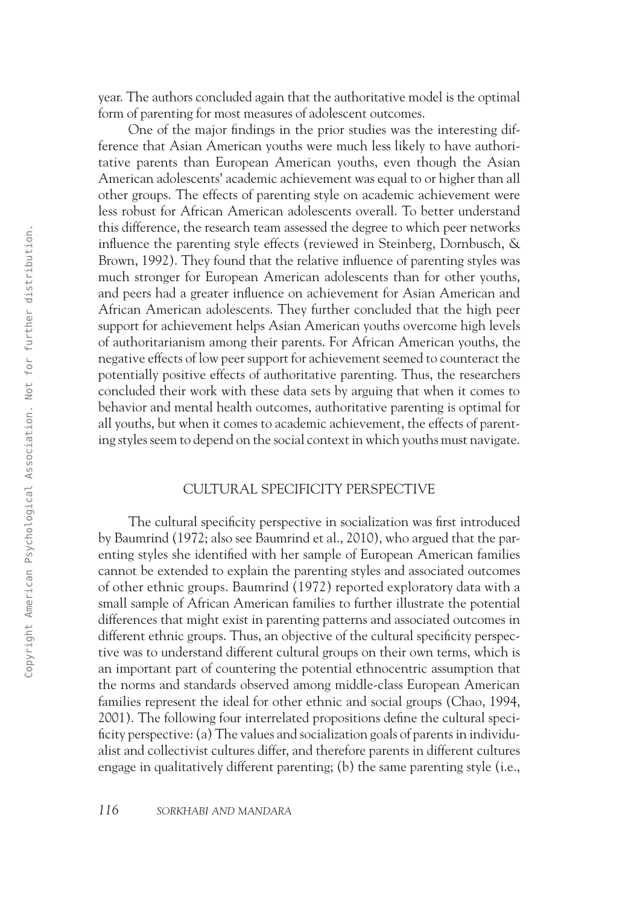year. The authors concluded again that the authoritative model is the optimal form of parenting for most measures of adolescent outcomes.

One of the major findings in the prior studies was the interesting difference that Asian American youths were much less likely to have authoritative parents than European American youths, even though the Asian American adolescents' academic achievement was equal to or higher than all other groups. The effects of parenting style on academic achievement were less robust for African American adolescents overall. To better understand this difference, the research team assessed the degree to which peer networks influence the parenting style effects (reviewed in Steinberg, Dornbusch, & Brown, 1992). They found that the relative influence of parenting styles was much stronger for European American adolescents than for other youths, and peers had a greater influence on achievement for Asian American and African American adolescents. They further concluded that the high peer support for achievement helps Asian American youths overcome high levels of authoritarianism among their parents. For African American youths, the negative effects of low peer support for achievement seemed to counteract the potentially positive effects of authoritative parenting. Thus, the researchers concluded their work with these data sets by arguing that when it comes to behavior and mental health outcomes, authoritative parenting is optimal for all youths, but when it comes to academic achievement, the effects of parenting styles seem to depend on the social context in which youths must navigate.

## CULTURAL SPECIFICITY PERSPECTIVE

The cultural specificity perspective in socialization was first introduced by Baumrind (1972; also see Baumrind et al., 2010), who argued that the parenting styles she identified with her sample of European American families cannot be extended to explain the parenting styles and associated outcomes of other ethnic groups. Baumrind (1972) reported exploratory data with a small sample of African American families to further illustrate the potential differences that might exist in parenting patterns and associated outcomes in different ethnic groups. Thus, an objective of the cultural specificity perspective was to understand different cultural groups on their own terms, which is an important part of countering the potential ethnocentric assumption that the norms and standards observed among middle-class European American families represent the ideal for other ethnic and social groups (Chao, 1994, 2001). The following four interrelated propositions define the cultural specificity perspective: (a) The values and socialization goals of parents in individualist and collectivist cultures differ, and therefore parents in different cultures engage in qualitatively different parenting; (b) the same parenting style (i.e.,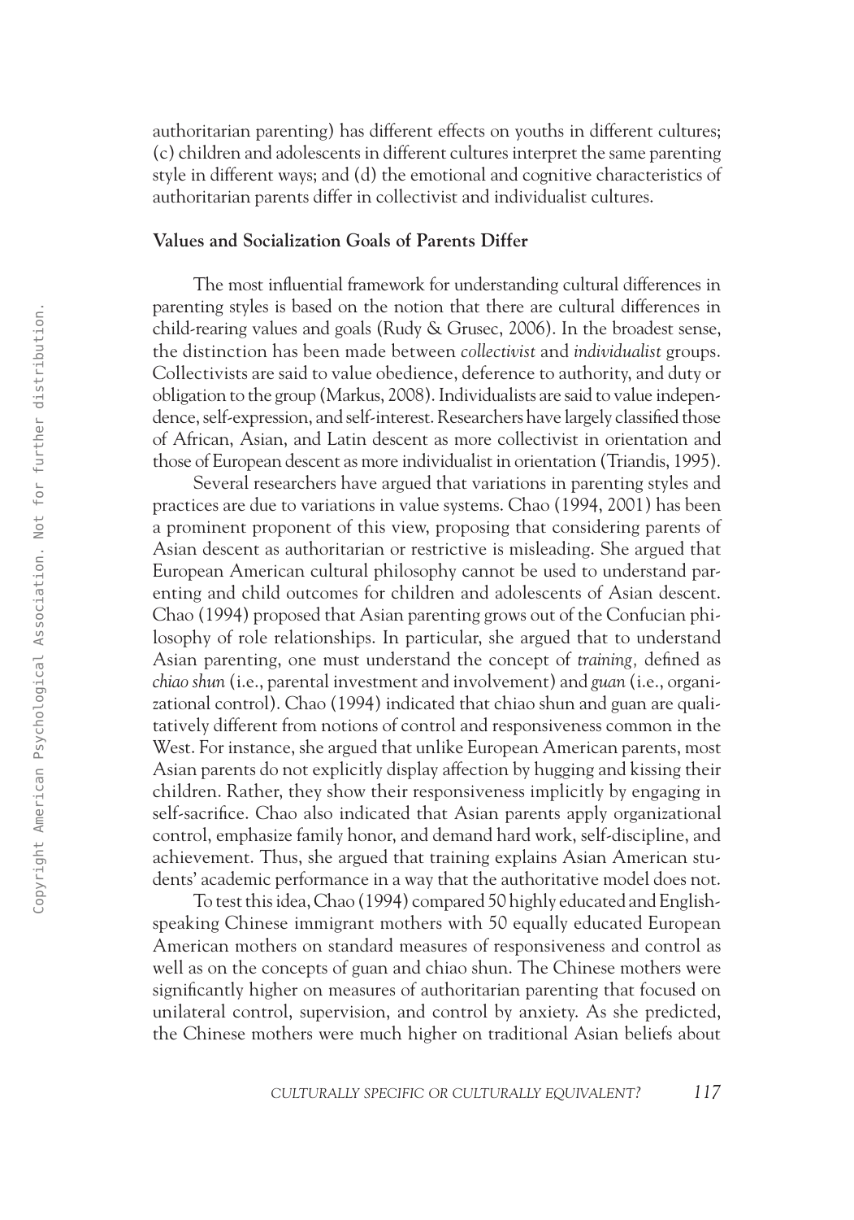authoritarian parenting) has different effects on youths in different cultures; (c) children and adolescents in different cultures interpret the same parenting style in different ways; and (d) the emotional and cognitive characteristics of authoritarian parents differ in collectivist and individualist cultures.

**Values and Socialization Goals of Parents Differ**

The most influential framework for understanding cultural differences in parenting styles is based on the notion that there are cultural differences in child-rearing values and goals (Rudy & Grusec, 2006). In the broadest sense, the distinction has been made between *collectivist* and *individualist* groups. Collectivists are said to value obedience, deference to authority, and duty or obligation to the group (Markus, 2008). Individualists are said to value independence, self-expression, and self-interest. Researchers have largely classified those of African, Asian, and Latin descent as more collectivist in orientation and those of European descent as more individualist in orientation (Triandis, 1995).

Several researchers have argued that variations in parenting styles and practices are due to variations in value systems. Chao (1994, 2001) has been a prominent proponent of this view, proposing that considering parents of Asian descent as authoritarian or restrictive is misleading. She argued that European American cultural philosophy cannot be used to understand parenting and child outcomes for children and adolescents of Asian descent. Chao (1994) proposed that Asian parenting grows out of the Confucian philosophy of role relationships. In particular, she argued that to understand Asian parenting, one must understand the concept of *training,* defined as *chiao shun* (i.e., parental investment and involvement) and *guan* (i.e., organizational control). Chao (1994) indicated that chiao shun and guan are qualitatively different from notions of control and responsiveness common in the West. For instance, she argued that unlike European American parents, most Asian parents do not explicitly display affection by hugging and kissing their children. Rather, they show their responsiveness implicitly by engaging in self-sacrifice. Chao also indicated that Asian parents apply organizational control, emphasize family honor, and demand hard work, self-discipline, and achievement. Thus, she argued that training explains Asian American students' academic performance in a way that the authoritative model does not.

To test this idea, Chao (1994) compared 50 highly educated and English-speaking Chinese immigrant mothers with 50 equally educated European American mothers on standard measures of responsiveness and control as well as on the concepts of guan and chiao shun. The Chinese mothers were significantly higher on measures of authoritarian parenting that focused on unilateral control, supervision, and control by anxiety. As she predicted, the Chinese mothers were much higher on traditional Asian beliefs about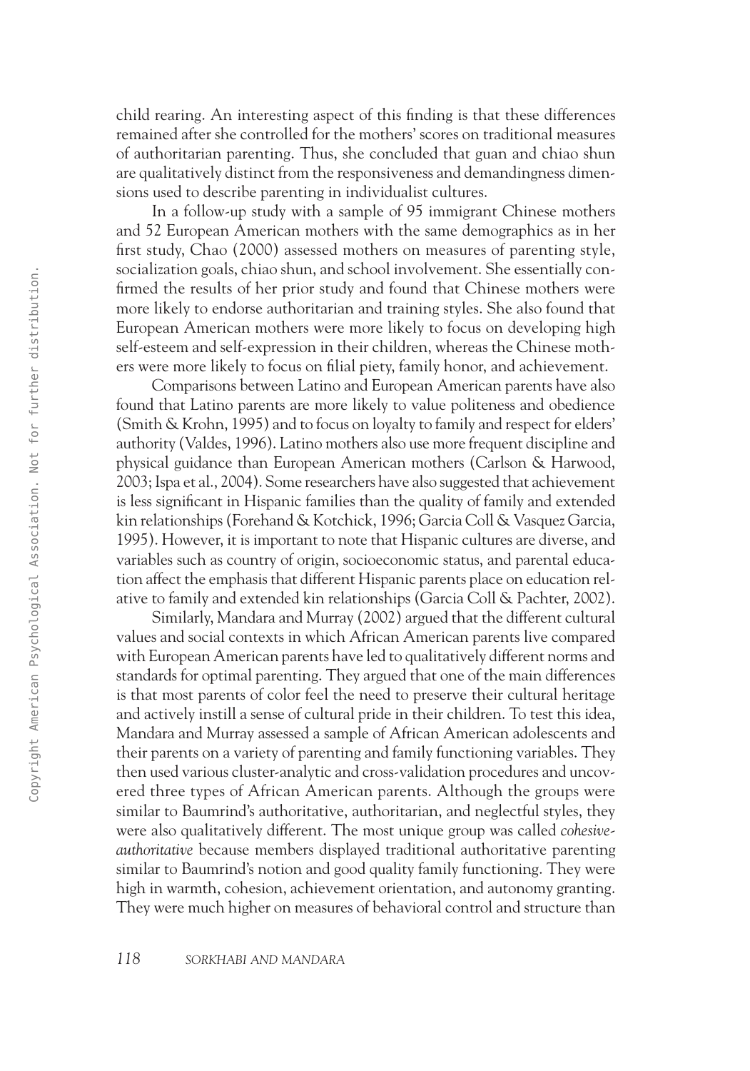child rearing. An interesting aspect of this finding is that these differences remained after she controlled for the mothers' scores on traditional measures of authoritarian parenting. Thus, she concluded that guan and chiao shun are qualitatively distinct from the responsiveness and demandingness dimensions used to describe parenting in individualist cultures.

In a follow-up study with a sample of 95 immigrant Chinese mothers and 52 European American mothers with the same demographics as in her first study, Chao (2000) assessed mothers on measures of parenting style, socialization goals, chiao shun, and school involvement. She essentially confirmed the results of her prior study and found that Chinese mothers were more likely to endorse authoritarian and training styles. She also found that European American mothers were more likely to focus on developing high self-esteem and self-expression in their children, whereas the Chinese mothers were more likely to focus on filial piety, family honor, and achievement.

Comparisons between Latino and European American parents have also found that Latino parents are more likely to value politeness and obedience (Smith & Krohn, 1995) and to focus on loyalty to family and respect for elders' authority (Valdes, 1996). Latino mothers also use more frequent discipline and physical guidance than European American mothers (Carlson & Harwood, 2003; Ispa et al., 2004). Some researchers have also suggested that achievement is less significant in Hispanic families than the quality of family and extended kin relationships (Forehand & Kotchick, 1996; Garcia Coll & Vasquez Garcia, 1995). However, it is important to note that Hispanic cultures are diverse, and variables such as country of origin, socioeconomic status, and parental education affect the emphasis that different Hispanic parents place on education relative to family and extended kin relationships (Garcia Coll & Pachter, 2002).

Similarly, Mandara and Murray (2002) argued that the different cultural values and social contexts in which African American parents live compared with European American parents have led to qualitatively different norms and standards for optimal parenting. They argued that one of the main differences is that most parents of color feel the need to preserve their cultural heritage and actively instill a sense of cultural pride in their children. To test this idea, Mandara and Murray assessed a sample of African American adolescents and their parents on a variety of parenting and family functioning variables. They then used various cluster-analytic and cross-validation procedures and uncovered three types of African American parents. Although the groups were similar to Baumrind's authoritative, authoritarian, and neglectful styles, they were also qualitatively different. The most unique group was called *cohesive-authoritative* because members displayed traditional authoritative parenting similar to Baumrind's notion and good quality family functioning. They were high in warmth, cohesion, achievement orientation, and autonomy granting. They were much higher on measures of behavioral control and structure than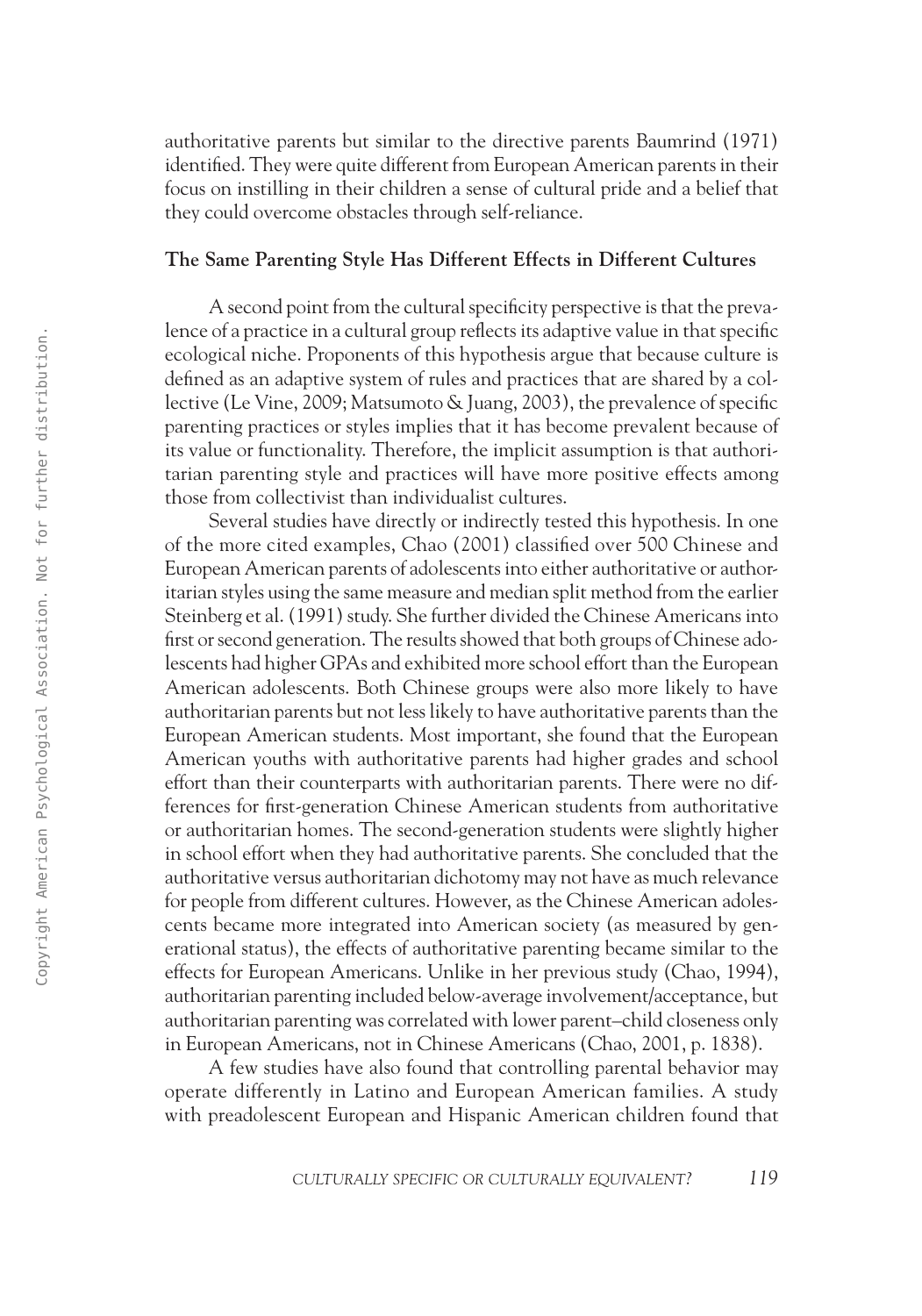authoritative parents but similar to the directive parents Baumrind (1971) identified. They were quite different from European American parents in their focus on instilling in their children a sense of cultural pride and a belief that they could overcome obstacles through self-reliance.

### The Same Parenting Style Has Different Effects in Different Cultures

A second point from the cultural specificity perspective is that the prevalence of a practice in a cultural group reflects its adaptive value in that specific ecological niche. Proponents of this hypothesis argue that because culture is defined as an adaptive system of rules and practices that are shared by a collective (Le Vine, 2009; Matsumoto & Juang, 2003), the prevalence of specific parenting practices or styles implies that it has become prevalent because of its value or functionality. Therefore, the implicit assumption is that authoritarian parenting style and practices will have more positive effects among those from collectivist than individualist cultures.

Several studies have directly or indirectly tested this hypothesis. In one of the more cited examples, Chao (2001) classified over 500 Chinese and European American parents of adolescents into either authoritative or authoritarian styles using the same measure and median split method from the earlier Steinberg et al. (1991) study. She further divided the Chinese Americans into first or second generation. The results showed that both groups of Chinese adolescents had higher GPAs and exhibited more school effort than the European American adolescents. Both Chinese groups were also more likely to have authoritarian parents but not less likely to have authoritative parents than the European American students. Most important, she found that the European American youths with authoritative parents had higher grades and school effort than their counterparts with authoritarian parents. There were no differences for first-generation Chinese American students from authoritative or authoritarian homes. The second-generation students were slightly higher in school effort when they had authoritative parents. She concluded that the authoritative versus authoritarian dichotomy may not have as much relevance for people from different cultures. However, as the Chinese American adolescents became more integrated into American society (as measured by generational status), the effects of authoritative parenting became similar to the effects for European Americans. Unlike in her previous study (Chao, 1994), authoritarian parenting included below-average involvement/acceptance, but authoritarian parenting was correlated with lower parent–child closeness only in European Americans, not in Chinese Americans (Chao, 2001, p. 1838).

A few studies have also found that controlling parental behavior may operate differently in Latino and European American families. A study with preadolescent European and Hispanic American children found that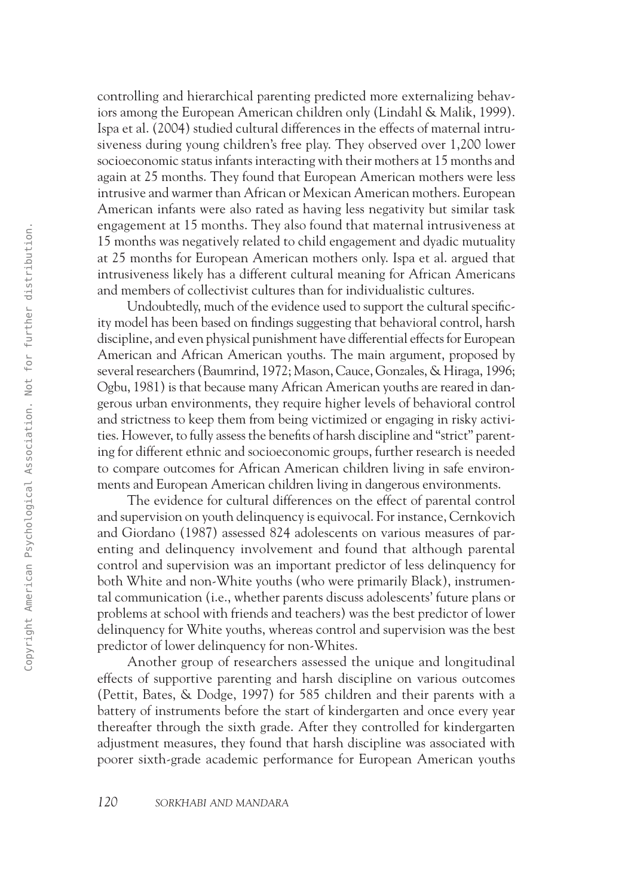controlling and hierarchical parenting predicted more externalizing behaviors among the European American children only (Lindahl & Malik, 1999). Ispa et al. (2004) studied cultural differences in the effects of maternal intrusiveness during young children's free play. They observed over 1,200 lower socioeconomic status infants interacting with their mothers at 15 months and again at 25 months. They found that European American mothers were less intrusive and warmer than African or Mexican American mothers. European American infants were also rated as having less negativity but similar task engagement at 15 months. They also found that maternal intrusiveness at 15 months was negatively related to child engagement and dyadic mutuality at 25 months for European American mothers only. Ispa et al. argued that intrusiveness likely has a different cultural meaning for African Americans and members of collectivist cultures than for individualistic cultures.

Undoubtedly, much of the evidence used to support the cultural specificity model has been based on findings suggesting that behavioral control, harsh discipline, and even physical punishment have differential effects for European American and African American youths. The main argument, proposed by several researchers (Baumrind, 1972; Mason, Cauce, Gonzales, & Hiraga, 1996; Ogbu, 1981) is that because many African American youths are reared in dangerous urban environments, they require higher levels of behavioral control and strictness to keep them from being victimized or engaging in risky activities. However, to fully assess the benefits of harsh discipline and "strict" parenting for different ethnic and socioeconomic groups, further research is needed to compare outcomes for African American children living in safe environments and European American children living in dangerous environments.

The evidence for cultural differences on the effect of parental control and supervision on youth delinquency is equivocal. For instance, Cernkovich and Giordano (1987) assessed 824 adolescents on various measures of parenting and delinquency involvement and found that although parental control and supervision was an important predictor of less delinquency for both White and non-White youths (who were primarily Black), instrumental communication (i.e., whether parents discuss adolescents' future plans or problems at school with friends and teachers) was the best predictor of lower delinquency for White youths, whereas control and supervision was the best predictor of lower delinquency for non-Whites.

Another group of researchers assessed the unique and longitudinal effects of supportive parenting and harsh discipline on various outcomes (Pettit, Bates, & Dodge, 1997) for 585 children and their parents with a battery of instruments before the start of kindergarten and once every year thereafter through the sixth grade. After they controlled for kindergarten adjustment measures, they found that harsh discipline was associated with poorer sixth-grade academic performance for European American youths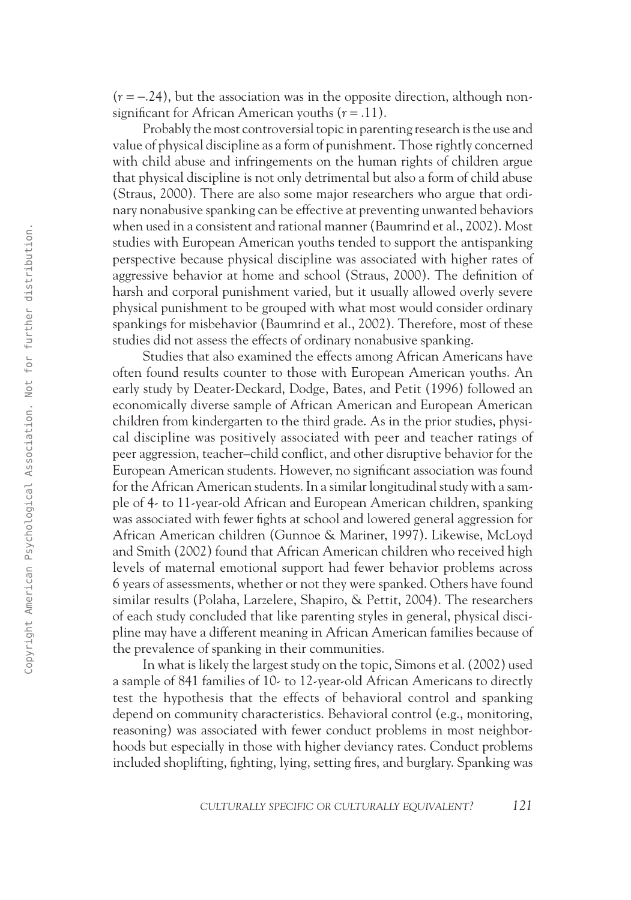($r = -.24$), but the association was in the opposite direction, although nonsignificant for African American youths ($r = .11$).

Probably the most controversial topic in parenting research is the use and value of physical discipline as a form of punishment. Those rightly concerned with child abuse and infringements on the human rights of children argue that physical discipline is not only detrimental but also a form of child abuse (Straus, 2000). There are also some major researchers who argue that ordinary nonabusive spanking can be effective at preventing unwanted behaviors when used in a consistent and rational manner (Baumrind et al., 2002). Most studies with European American youths tended to support the antispanking perspective because physical discipline was associated with higher rates of aggressive behavior at home and school (Straus, 2000). The definition of harsh and corporal punishment varied, but it usually allowed overly severe physical punishment to be grouped with what most would consider ordinary spankings for misbehavior (Baumrind et al., 2002). Therefore, most of these studies did not assess the effects of ordinary nonabusive spanking.

Studies that also examined the effects among African Americans have often found results counter to those with European American youths. An early study by Deater-Deckard, Dodge, Bates, and Petit (1996) followed an economically diverse sample of African American and European American children from kindergarten to the third grade. As in the prior studies, physical discipline was positively associated with peer and teacher ratings of peer aggression, teacher–child conflict, and other disruptive behavior for the European American students. However, no significant association was found for the African American students. In a similar longitudinal study with a sample of 4- to 11-year-old African and European American children, spanking was associated with fewer fights at school and lowered general aggression for African American children (Gunnoe & Mariner, 1997). Likewise, McLoyd and Smith (2002) found that African American children who received high levels of maternal emotional support had fewer behavior problems across 6 years of assessments, whether or not they were spanked. Others have found similar results (Polaha, Larzelere, Shapiro, & Pettit, 2004). The researchers of each study concluded that like parenting styles in general, physical discipline may have a different meaning in African American families because of the prevalence of spanking in their communities.

In what is likely the largest study on the topic, Simons et al. (2002) used a sample of 841 families of 10- to 12-year-old African Americans to directly test the hypothesis that the effects of behavioral control and spanking depend on community characteristics. Behavioral control (e.g., monitoring, reasoning) was associated with fewer conduct problems in most neighborhoods but especially in those with higher deviancy rates. Conduct problems included shoplifting, fighting, lying, setting fires, and burglary. Spanking was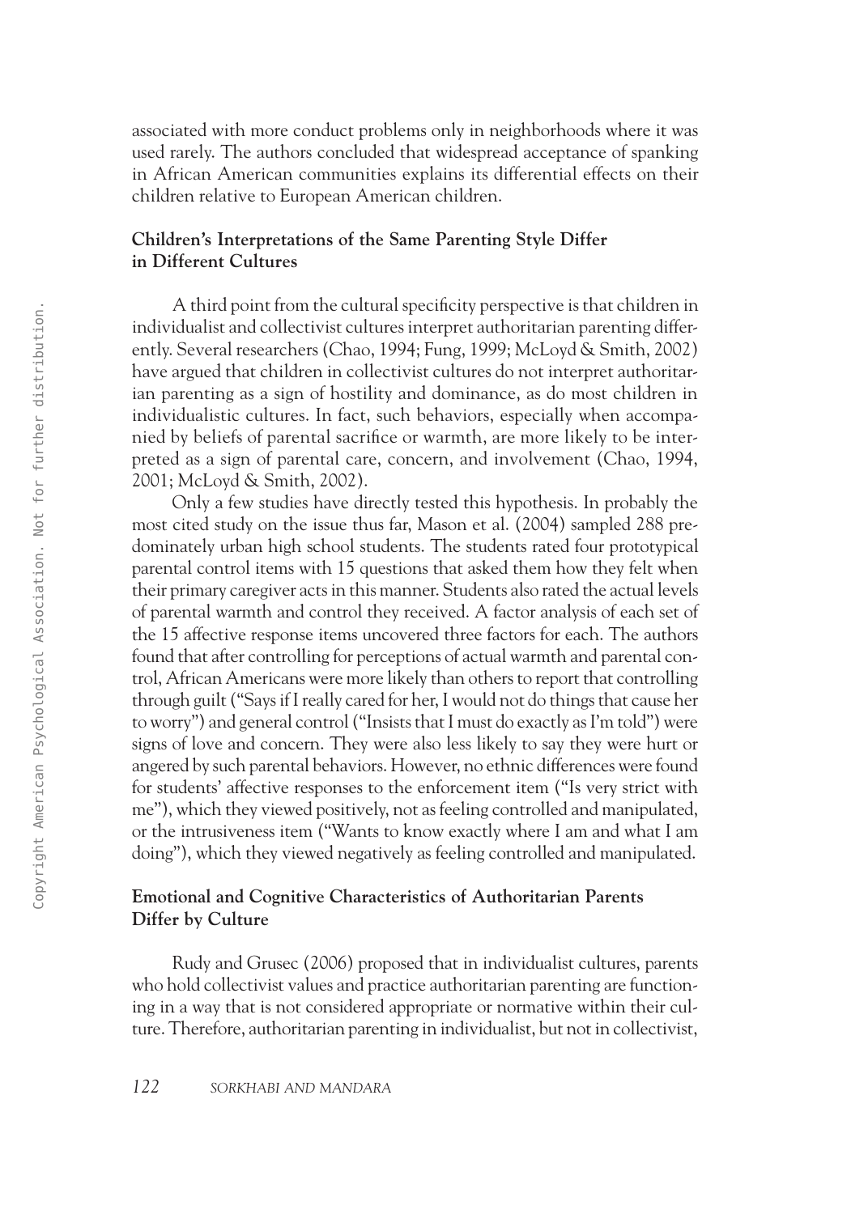associated with more conduct problems only in neighborhoods where it was used rarely. The authors concluded that widespread acceptance of spanking in African American communities explains its differential effects on their children relative to European American children.

### Children's Interpretations of the Same Parenting Style Differ in Different Cultures

A third point from the cultural specificity perspective is that children in individualist and collectivist cultures interpret authoritarian parenting differently. Several researchers (Chao, 1994; Fung, 1999; McLoyd & Smith, 2002) have argued that children in collectivist cultures do not interpret authoritarian parenting as a sign of hostility and dominance, as do most children in individualistic cultures. In fact, such behaviors, especially when accompanied by beliefs of parental sacrifice or warmth, are more likely to be interpreted as a sign of parental care, concern, and involvement (Chao, 1994, 2001; McLoyd & Smith, 2002).

Only a few studies have directly tested this hypothesis. In probably the most cited study on the issue thus far, Mason et al. (2004) sampled 288 predominately urban high school students. The students rated four prototypical parental control items with 15 questions that asked them how they felt when their primary caregiver acts in this manner. Students also rated the actual levels of parental warmth and control they received. A factor analysis of each set of the 15 affective response items uncovered three factors for each. The authors found that after controlling for perceptions of actual warmth and parental control, African Americans were more likely than others to report that controlling through guilt ("Says if I really cared for her, I would not do things that cause her to worry") and general control ("Insists that I must do exactly as I'm told") were signs of love and concern. They were also less likely to say they were hurt or angered by such parental behaviors. However, no ethnic differences were found for students' affective responses to the enforcement item ("Is very strict with me"), which they viewed positively, not as feeling controlled and manipulated, or the intrusiveness item ("Wants to know exactly where I am and what I am doing"), which they viewed negatively as feeling controlled and manipulated.

### Emotional and Cognitive Characteristics of Authoritarian Parents Differ by Culture

Rudy and Grusec (2006) proposed that in individualist cultures, parents who hold collectivist values and practice authoritarian parenting are functioning in a way that is not considered appropriate or normative within their culture. Therefore, authoritarian parenting in individualist, but not in collectivist,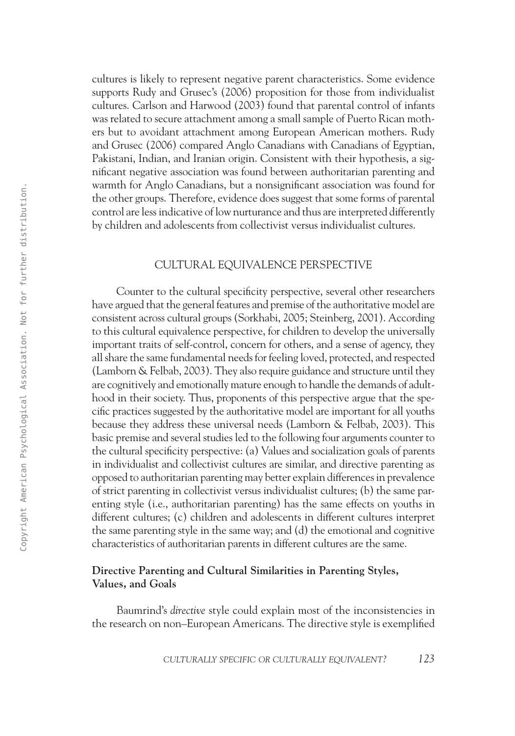cultures is likely to represent negative parent characteristics. Some evidence supports Rudy and Grusec's (2006) proposition for those from individualist cultures. Carlson and Harwood (2003) found that parental control of infants was related to secure attachment among a small sample of Puerto Rican mothers but to avoidant attachment among European American mothers. Rudy and Grusec (2006) compared Anglo Canadians with Canadians of Egyptian, Pakistani, Indian, and Iranian origin. Consistent with their hypothesis, a significant negative association was found between authoritarian parenting and warmth for Anglo Canadians, but a nonsignificant association was found for the other groups. Therefore, evidence does suggest that some forms of parental control are less indicative of low nurturance and thus are interpreted differently by children and adolescents from collectivist versus individualist cultures.

## CULTURAL EQUIVALENCE PERSPECTIVE

Counter to the cultural specificity perspective, several other researchers have argued that the general features and premise of the authoritative model are consistent across cultural groups (Sorkhabi, 2005; Steinberg, 2001). According to this cultural equivalence perspective, for children to develop the universally important traits of self-control, concern for others, and a sense of agency, they all share the same fundamental needs for feeling loved, protected, and respected (Lamborn & Felbab, 2003). They also require guidance and structure until they are cognitively and emotionally mature enough to handle the demands of adulthood in their society. Thus, proponents of this perspective argue that the specific practices suggested by the authoritative model are important for all youths because they address these universal needs (Lamborn & Felbab, 2003). This basic premise and several studies led to the following four arguments counter to the cultural specificity perspective: (a) Values and socialization goals of parents in individualist and collectivist cultures are similar, and directive parenting as opposed to authoritarian parenting may better explain differences in prevalence of strict parenting in collectivist versus individualist cultures; (b) the same parenting style (i.e., authoritarian parenting) has the same effects on youths in different cultures; (c) children and adolescents in different cultures interpret the same parenting style in the same way; and (d) the emotional and cognitive characteristics of authoritarian parents in different cultures are the same.

### Directive Parenting and Cultural Similarities in Parenting Styles, Values, and Goals

Baumrind's *directive* style could explain most of the inconsistencies in the research on non–European Americans. The directive style is exemplified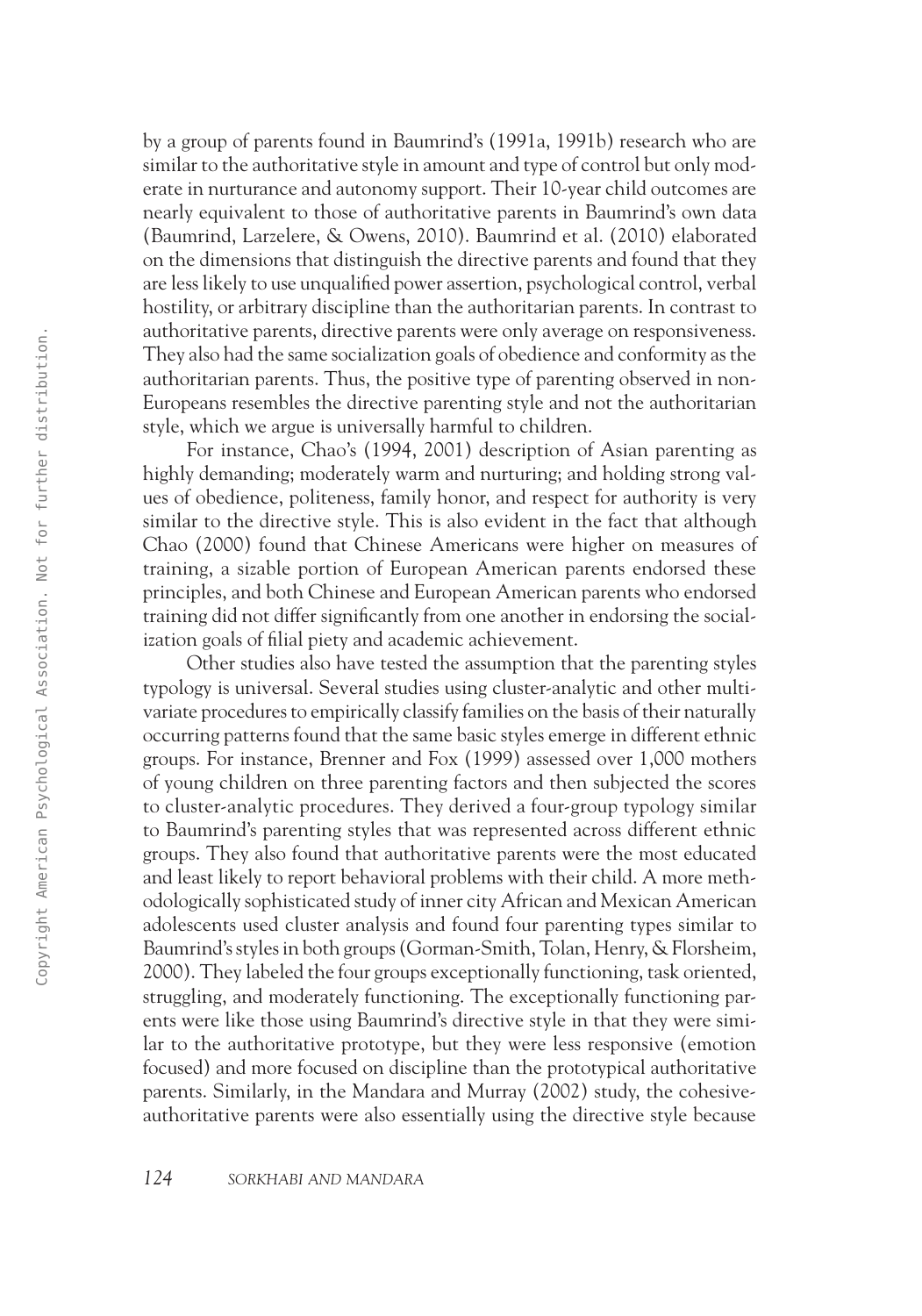by a group of parents found in Baumrind's (1991a, 1991b) research who are similar to the authoritative style in amount and type of control but only moderate in nurturance and autonomy support. Their 10-year child outcomes are nearly equivalent to those of authoritative parents in Baumrind's own data (Baumrind, Larzelere, & Owens, 2010). Baumrind et al. (2010) elaborated on the dimensions that distinguish the directive parents and found that they are less likely to use unqualified power assertion, psychological control, verbal hostility, or arbitrary discipline than the authoritarian parents. In contrast to authoritative parents, directive parents were only average on responsiveness. They also had the same socialization goals of obedience and conformity as the authoritarian parents. Thus, the positive type of parenting observed in non-Europeans resembles the directive parenting style and not the authoritarian style, which we argue is universally harmful to children.

For instance, Chao's (1994, 2001) description of Asian parenting as highly demanding; moderately warm and nurturing; and holding strong values of obedience, politeness, family honor, and respect for authority is very similar to the directive style. This is also evident in the fact that although Chao (2000) found that Chinese Americans were higher on measures of training, a sizable portion of European American parents endorsed these principles, and both Chinese and European American parents who endorsed training did not differ significantly from one another in endorsing the socialization goals of filial piety and academic achievement.

Other studies also have tested the assumption that the parenting styles typology is universal. Several studies using cluster-analytic and other multivariate procedures to empirically classify families on the basis of their naturally occurring patterns found that the same basic styles emerge in different ethnic groups. For instance, Brenner and Fox (1999) assessed over 1,000 mothers of young children on three parenting factors and then subjected the scores to cluster-analytic procedures. They derived a four-group typology similar to Baumrind's parenting styles that was represented across different ethnic groups. They also found that authoritative parents were the most educated and least likely to report behavioral problems with their child. A more methodologically sophisticated study of inner city African and Mexican American adolescents used cluster analysis and found four parenting types similar to Baumrind's styles in both groups (Gorman-Smith, Tolan, Henry, & Florsheim, 2000). They labeled the four groups exceptionally functioning, task oriented, struggling, and moderately functioning. The exceptionally functioning parents were like those using Baumrind's directive style in that they were similar to the authoritative prototype, but they were less responsive (emotion focused) and more focused on discipline than the prototypical authoritative parents. Similarly, in the Mandara and Murray (2002) study, the cohesive-authoritative parents were also essentially using the directive style because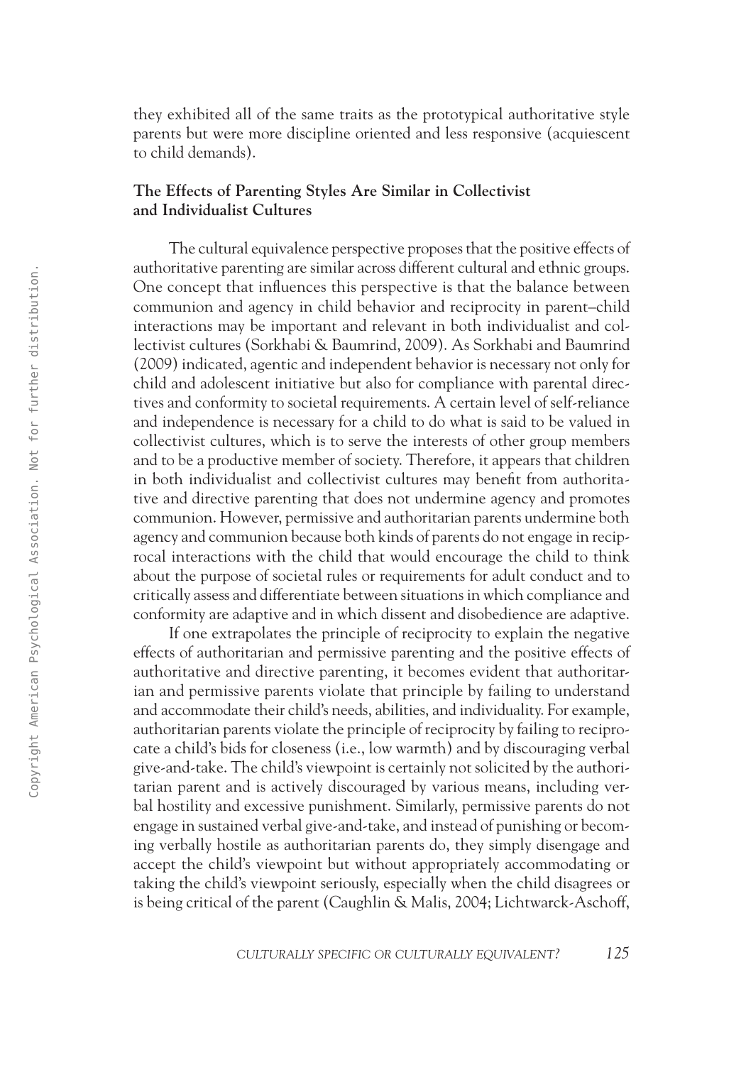they exhibited all of the same traits as the prototypical authoritative style parents but were more discipline oriented and less responsive (acquiescent to child demands).

### The Effects of Parenting Styles Are Similar in Collectivist and Individualist Cultures

The cultural equivalence perspective proposes that the positive effects of authoritative parenting are similar across different cultural and ethnic groups. One concept that influences this perspective is that the balance between communion and agency in child behavior and reciprocity in parent–child interactions may be important and relevant in both individualist and collectivist cultures (Sorkhabi & Baumrind, 2009). As Sorkhabi and Baumrind (2009) indicated, agentic and independent behavior is necessary not only for child and adolescent initiative but also for compliance with parental directives and conformity to societal requirements. A certain level of self-reliance and independence is necessary for a child to do what is said to be valued in collectivist cultures, which is to serve the interests of other group members and to be a productive member of society. Therefore, it appears that children in both individualist and collectivist cultures may benefit from authoritative and directive parenting that does not undermine agency and promotes communion. However, permissive and authoritarian parents undermine both agency and communion because both kinds of parents do not engage in reciprocal interactions with the child that would encourage the child to think about the purpose of societal rules or requirements for adult conduct and to critically assess and differentiate between situations in which compliance and conformity are adaptive and in which dissent and disobedience are adaptive.

If one extrapolates the principle of reciprocity to explain the negative effects of authoritarian and permissive parenting and the positive effects of authoritative and directive parenting, it becomes evident that authoritarian and permissive parents violate that principle by failing to understand and accommodate their child's needs, abilities, and individuality. For example, authoritarian parents violate the principle of reciprocity by failing to reciprocate a child's bids for closeness (i.e., low warmth) and by discouraging verbal give-and-take. The child's viewpoint is certainly not solicited by the authoritarian parent and is actively discouraged by various means, including verbal hostility and excessive punishment. Similarly, permissive parents do not engage in sustained verbal give-and-take, and instead of punishing or becoming verbally hostile as authoritarian parents do, they simply disengage and accept the child's viewpoint but without appropriately accommodating or taking the child's viewpoint seriously, especially when the child disagrees or is being critical of the parent (Caughlin & Malis, 2004; Lichtwarck-Aschoff,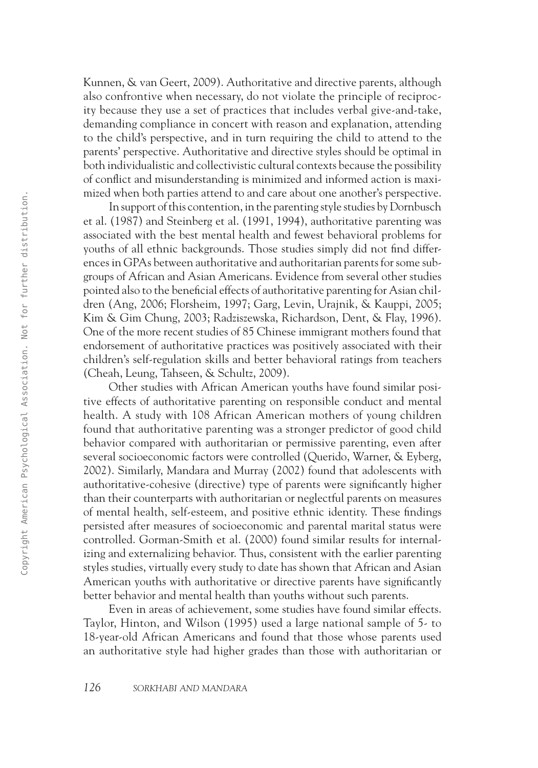Kunnen, & van Geert, 2009). Authoritative and directive parents, although also confrontive when necessary, do not violate the principle of reciprocity because they use a set of practices that includes verbal give-and-take, demanding compliance in concert with reason and explanation, attending to the child's perspective, and in turn requiring the child to attend to the parents' perspective. Authoritative and directive styles should be optimal in both individualistic and collectivistic cultural contexts because the possibility of conflict and misunderstanding is minimized and informed action is maximized when both parties attend to and care about one another's perspective.

In support of this contention, in the parenting style studies by Dornbusch et al. (1987) and Steinberg et al. (1991, 1994), authoritative parenting was associated with the best mental health and fewest behavioral problems for youths of all ethnic backgrounds. Those studies simply did not find differences in GPAs between authoritative and authoritarian parents for some subgroups of African and Asian Americans. Evidence from several other studies pointed also to the beneficial effects of authoritative parenting for Asian children (Ang, 2006; Flörsheim, 1997; Garg, Levin, Urajnik, & Kauppi, 2005; Kim & Gim Chung, 2003; Radziszewska, Richardson, Dent, & Flay, 1996). One of the more recent studies of 85 Chinese immigrant mothers found that endorsement of authoritative practices was positively associated with their children's self-regulation skills and better behavioral ratings from teachers (Cheah, Leung, Tahseen, & Schultz, 2009).

Other studies with African American youths have found similar positive effects of authoritative parenting on responsible conduct and mental health. A study with 108 African American mothers of young children found that authoritative parenting was a stronger predictor of good child behavior compared with authoritarian or permissive parenting, even after several socioeconomic factors were controlled (Querido, Warner, & Eyberg, 2002). Similarly, Mandara and Murray (2002) found that adolescents with authoritative-cohesive (directive) type of parents were significantly higher than their counterparts with authoritarian or neglectful parents on measures of mental health, self-esteem, and positive ethnic identity. These findings persisted after measures of socioeconomic and parental marital status were controlled. Gorman-Smith et al. (2000) found similar results for internalizing and externalizing behavior. Thus, consistent with the earlier parenting styles studies, virtually every study to date has shown that African and Asian American youths with authoritative or directive parents have significantly better behavior and mental health than youths without such parents.

Even in areas of achievement, some studies have found similar effects. Taylor, Hinton, and Wilson (1995) used a large national sample of 5- to 18-year-old African Americans and found that those whose parents used an authoritative style had higher grades than those with authoritarian or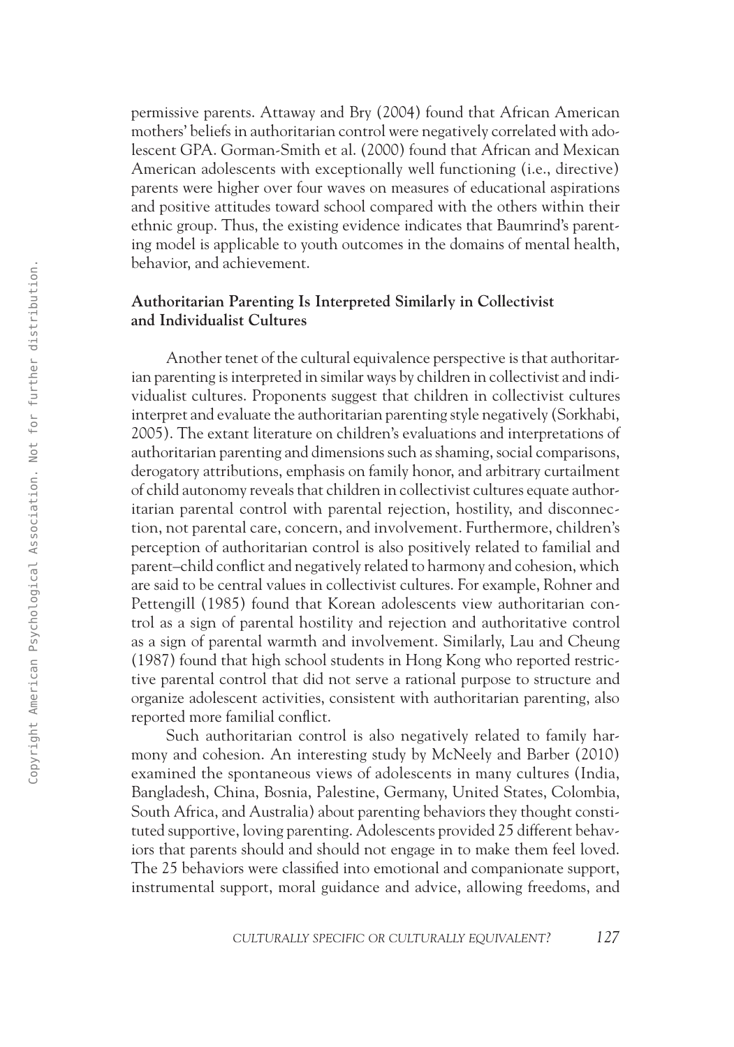permissive parents. Attaway and Bry (2004) found that African American mothers' beliefs in authoritarian control were negatively correlated with adolescent GPA. Gorman-Smith et al. (2000) found that African and Mexican American adolescents with exceptionally well functioning (i.e., directive) parents were higher over four waves on measures of educational aspirations and positive attitudes toward school compared with the others within their ethnic group. Thus, the existing evidence indicates that Baumrind's parenting model is applicable to youth outcomes in the domains of mental health, behavior, and achievement.

### Authoritarian Parenting Is Interpreted Similarly in Collectivist and Individualist Cultures

Another tenet of the cultural equivalence perspective is that authoritarian parenting is interpreted in similar ways by children in collectivist and individualist cultures. Proponents suggest that children in collectivist cultures interpret and evaluate the authoritarian parenting style negatively (Sorkhabi, 2005). The extant literature on children's evaluations and interpretations of authoritarian parenting and dimensions such as shaming, social comparisons, derogatory attributions, emphasis on family honor, and arbitrary curtailment of child autonomy reveals that children in collectivist cultures equate authoritarian parental control with parental rejection, hostility, and disconnection, not parental care, concern, and involvement. Furthermore, children's perception of authoritarian control is also positively related to familial and parent–child conflict and negatively related to harmony and cohesion, which are said to be central values in collectivist cultures. For example, Rohner and Pettengill (1985) found that Korean adolescents view authoritarian control as a sign of parental hostility and rejection and authoritative control as a sign of parental warmth and involvement. Similarly, Lau and Cheung (1987) found that high school students in Hong Kong who reported restrictive parental control that did not serve a rational purpose to structure and organize adolescent activities, consistent with authoritarian parenting, also reported more familial conflict.

Such authoritarian control is also negatively related to family harmony and cohesion. An interesting study by McNeely and Barber (2010) examined the spontaneous views of adolescents in many cultures (India, Bangladesh, China, Bosnia, Palestine, Germany, United States, Colombia, South Africa, and Australia) about parenting behaviors they thought constituted supportive, loving parenting. Adolescents provided 25 different behaviors that parents should and should not engage in to make them feel loved. The 25 behaviors were classified into emotional and companionate support, instrumental support, moral guidance and advice, allowing freedoms, and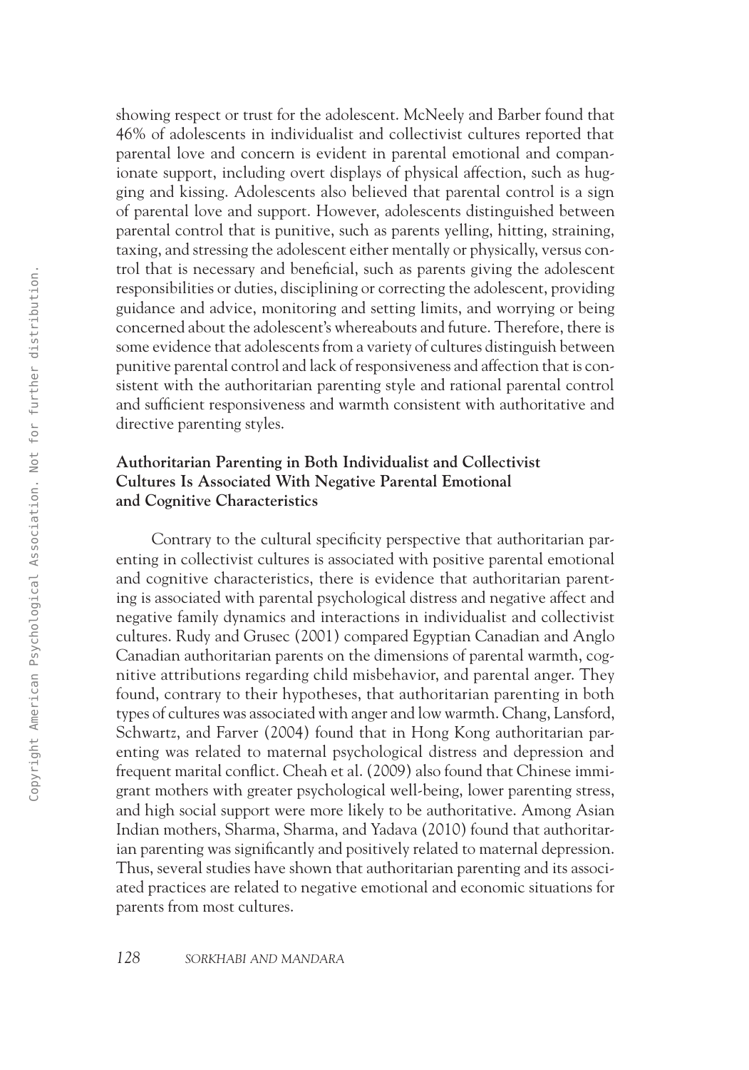showing respect or trust for the adolescent. McNeely and Barber found that 46% of adolescents in individualist and collectivist cultures reported that parental love and concern is evident in parental emotional and companionate support, including overt displays of physical affection, such as hugging and kissing. Adolescents also believed that parental control is a sign of parental love and support. However, adolescents distinguished between parental control that is punitive, such as parents yelling, hitting, straining, taxing, and stressing the adolescent either mentally or physically, versus control that is necessary and beneficial, such as parents giving the adolescent responsibilities or duties, disciplining or correcting the adolescent, providing guidance and advice, monitoring and setting limits, and worrying or being concerned about the adolescent's whereabouts and future. Therefore, there is some evidence that adolescents from a variety of cultures distinguish between punitive parental control and lack of responsiveness and affection that is consistent with the authoritarian parenting style and rational parental control and sufficient responsiveness and warmth consistent with authoritative and directive parenting styles.

### Authoritarian Parenting in Both Individualist and Collectivist Cultures Is Associated With Negative Parental Emotional and Cognitive Characteristics

Contrary to the cultural specificity perspective that authoritarian parenting in collectivist cultures is associated with positive parental emotional and cognitive characteristics, there is evidence that authoritarian parenting is associated with parental psychological distress and negative affect and negative family dynamics and interactions in individualist and collectivist cultures. Rudy and Grusec (2001) compared Egyptian Canadian and Anglo Canadian authoritarian parents on the dimensions of parental warmth, cognitive attributions regarding child misbehavior, and parental anger. They found, contrary to their hypotheses, that authoritarian parenting in both types of cultures was associated with anger and low warmth. Chang, Lansford, Schwartz, and Farver (2004) found that in Hong Kong authoritarian parenting was related to maternal psychological distress and depression and frequent marital conflict. Cheah et al. (2009) also found that Chinese immigrant mothers with greater psychological well-being, lower parenting stress, and high social support were more likely to be authoritative. Among Asian Indian mothers, Sharma, Sharma, and Yadava (2010) found that authoritarian parenting was significantly and positively related to maternal depression. Thus, several studies have shown that authoritarian parenting and its associated practices are related to negative emotional and economic situations for parents from most cultures.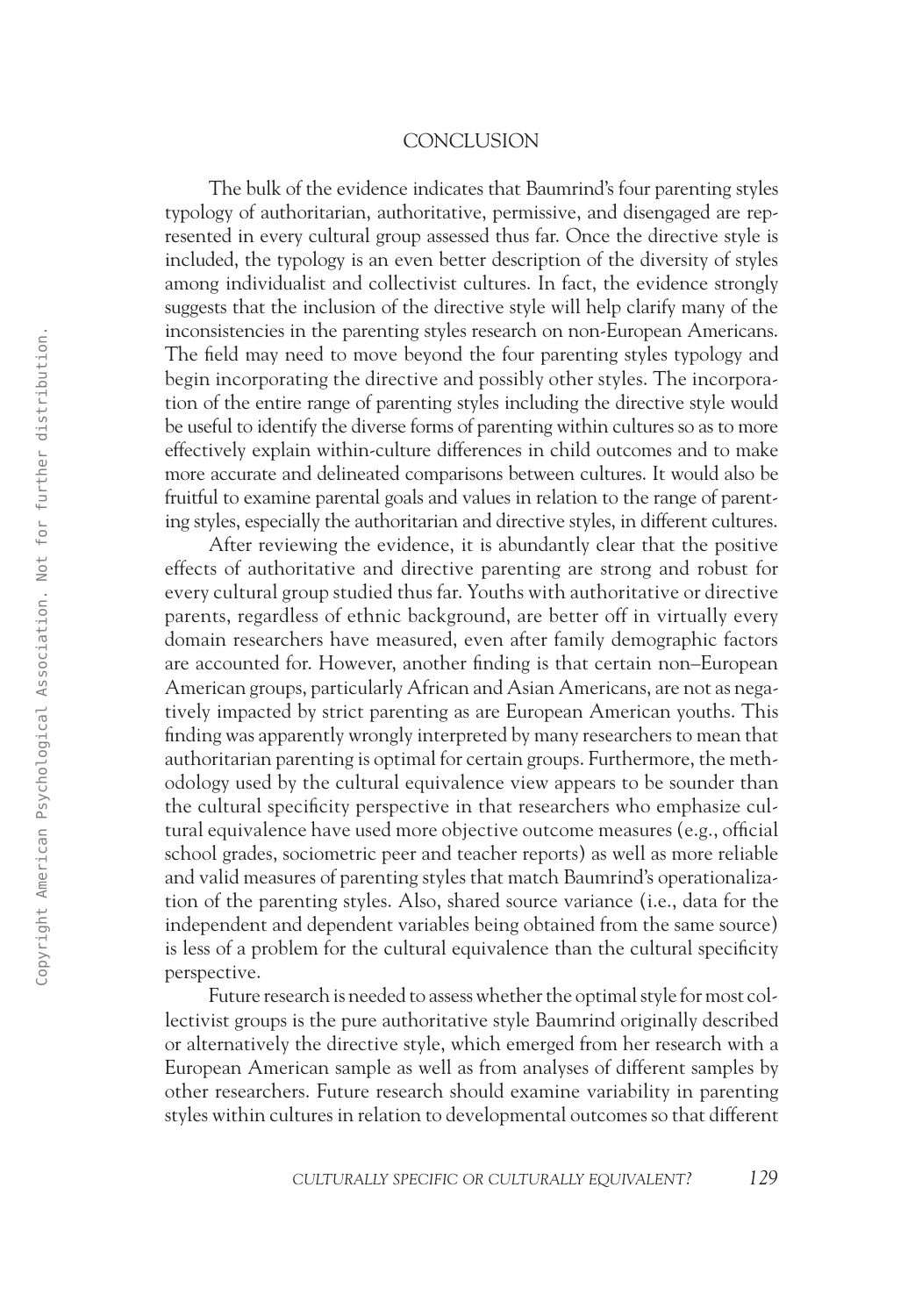## CONCLUSION

The bulk of the evidence indicates that Baumrind's four parenting styles typology of authoritarian, authoritative, permissive, and disengaged are represented in every cultural group assessed thus far. Once the directive style is included, the typology is an even better description of the diversity of styles among individualist and collectivist cultures. In fact, the evidence strongly suggests that the inclusion of the directive style will help clarify many of the inconsistencies in the parenting styles research on non-European Americans. The field may need to move beyond the four parenting styles typology and begin incorporating the directive and possibly other styles. The incorporation of the entire range of parenting styles including the directive style would be useful to identify the diverse forms of parenting within cultures so as to more effectively explain within-culture differences in child outcomes and to make more accurate and delineated comparisons between cultures. It would also be fruitful to examine parental goals and values in relation to the range of parenting styles, especially the authoritarian and directive styles, in different cultures.

After reviewing the evidence, it is abundantly clear that the positive effects of authoritative and directive parenting are strong and robust for every cultural group studied thus far. Youths with authoritative or directive parents, regardless of ethnic background, are better off in virtually every domain researchers have measured, even after family demographic factors are accounted for. However, another finding is that certain non–European American groups, particularly African and Asian Americans, are not as negatively impacted by strict parenting as are European American youths. This finding was apparently wrongly interpreted by many researchers to mean that authoritarian parenting is optimal for certain groups. Furthermore, the methodology used by the cultural equivalence view appears to be sounder than the cultural specificity perspective in that researchers who emphasize cultural equivalence have used more objective outcome measures (e.g., official school grades, sociometric peer and teacher reports) as well as more reliable and valid measures of parenting styles that match Baumrind's operationalization of the parenting styles. Also, shared source variance (i.e., data for the independent and dependent variables being obtained from the same source) is less of a problem for the cultural equivalence than the cultural specificity perspective.

Future research is needed to assess whether the optimal style for most collectivist groups is the pure authoritative style Baumrind originally described or alternatively the directive style, which emerged from her research with a European American sample as well as from analyses of different samples by other researchers. Future research should examine variability in parenting styles within cultures in relation to developmental outcomes so that different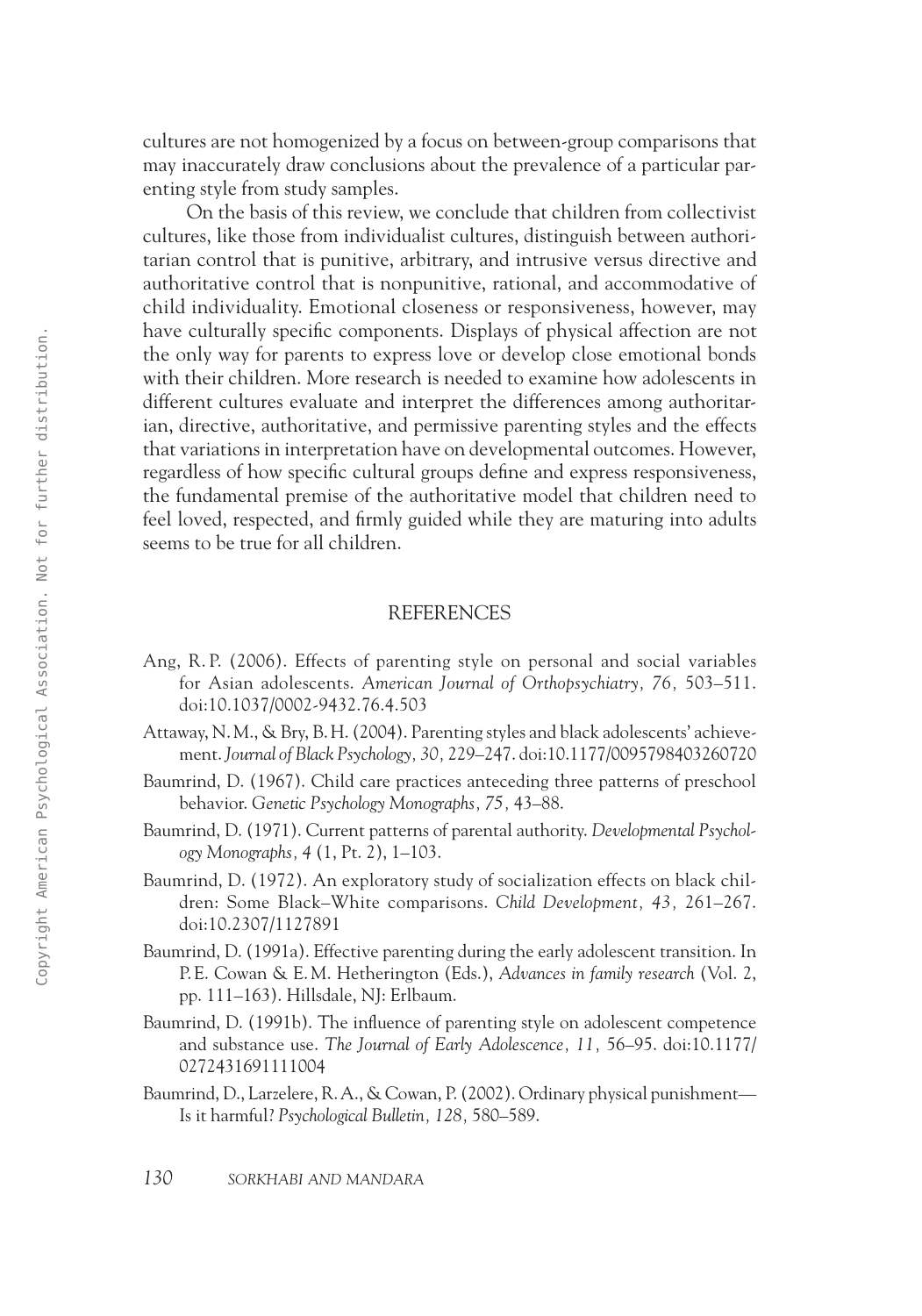cultures are not homogenized by a focus on between-group comparisons that may inaccurately draw conclusions about the prevalence of a particular parenting style from study samples.

On the basis of this review, we conclude that children from collectivist cultures, like those from individualist cultures, distinguish between authoritarian control that is punitive, arbitrary, and intrusive versus directive and authoritative control that is nonpunitive, rational, and accommodative of child individuality. Emotional closeness or responsiveness, however, may have culturally specific components. Displays of physical affection are not the only way for parents to express love or develop close emotional bonds with their children. More research is needed to examine how adolescents in different cultures evaluate and interpret the differences among authoritarian, directive, authoritative, and permissive parenting styles and the effects that variations in interpretation have on developmental outcomes. However, regardless of how specific cultural groups define and express responsiveness, the fundamental premise of the authoritative model that children need to feel loved, respected, and firmly guided while they are maturing into adults seems to be true for all children.

## REFERENCES

Ang, R. P. (2006). Effects of parenting style on personal and social variables for Asian adolescents. *American Journal of Orthopsychiatry, 76,* 503–511. doi:10.1037/0002-9432.76.4.503

Attaway, N. M., & Bry, B. H. (2004). Parenting styles and black adolescents' achievement. *Journal of Black Psychology, 30,* 229–247. doi:10.1177/0095798403260720

Baumrind, D. (1967). Child care practices anteceding three patterns of preschool behavior. *Genetic Psychology Monographs, 75,* 43–88.

Baumrind, D. (1971). Current patterns of parental authority. *Developmental Psychology Monographs, 4* (1, Pt. 2), 1–103.

Baumrind, D. (1972). An exploratory study of socialization effects on black children: Some Black–White comparisons. *Child Development, 43,* 261–267. doi:10.2307/1127891

Baumrind, D. (1991a). Effective parenting during the early adolescent transition. In P. E. Cowan & E. M. Hetherington (Eds.), *Advances in family research* (Vol. 2, pp. 111–163). Hillsdale, NJ: Erlbaum.

Baumrind, D. (1991b). The influence of parenting style on adolescent competence and substance use. *The Journal of Early Adolescence, 11,* 56–95. doi:10.1177/0272431691111004

Baumrind, D., Larzelere, R. A., & Cowan, P. (2002). Ordinary physical punishment—Is it harmful? *Psychological Bulletin, 128,* 580–589.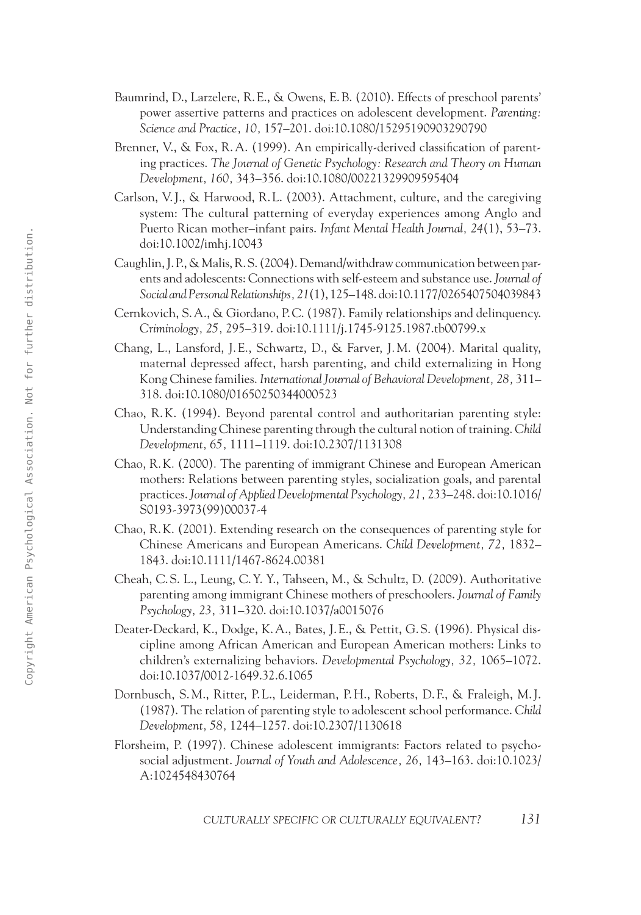Baumrind, D., Larzelere, R. E., & Owens, E. B. (2010). Effects of preschool parents' power assertive patterns and practices on adolescent development. *Parenting: Science and Practice, 10,* 157–201. doi:10.1080/15295190903290790

Brenner, V., & Fox, R. A. (1999). An empirically-derived classification of parenting practices. *The Journal of Genetic Psychology: Research and Theory on Human Development, 160,* 343–356. doi:10.1080/00221329909595404

Carlson, V. J., & Harwood, R. L. (2003). Attachment, culture, and the caregiving system: The cultural patterning of everyday experiences among Anglo and Puerto Rican mother–infant pairs. *Infant Mental Health Journal, 24*(1), 53–73. doi:10.1002/imhj.10043

Caughlin, J. P., & Malis, R. S. (2004). Demand/withdraw communication between parents and adolescents: Connections with self-esteem and substance use. *Journal of Social and Personal Relationships, 21*(1), 125–148. doi:10.1177/0265407504039843

Cernkovich, S. A., & Giordano, P. C. (1987). Family relationships and delinquency. *Criminology, 25,* 295–319. doi:10.1111/j.1745-9125.1987.tb00799.x

Chang, L., Lansford, J. E., Schwartz, D., & Farver, J. M. (2004). Marital quality, maternal depressed affect, harsh parenting, and child externalizing in Hong Kong Chinese families. *International Journal of Behavioral Development, 28,* 311–318. doi:10.1080/01650250344000523

Chao, R. K. (1994). Beyond parental control and authoritarian parenting style: Understanding Chinese parenting through the cultural notion of training. *Child Development, 65,* 1111–1119. doi:10.2307/1131308

Chao, R. K. (2000). The parenting of immigrant Chinese and European American mothers: Relations between parenting styles, socialization goals, and parental practices. *Journal of Applied Developmental Psychology, 21,* 233–248. doi:10.1016/S0193-3973(99)00037-4

Chao, R. K. (2001). Extending research on the consequences of parenting style for Chinese Americans and European Americans. *Child Development, 72,* 1832–1843. doi:10.1111/1467-8624.00381

Cheah, C. S. L., Leung, C. Y. Y., Tahseen, M., & Schultz, D. (2009). Authoritative parenting among immigrant Chinese mothers of preschoolers. *Journal of Family Psychology, 23,* 311–320. doi:10.1037/a0015076

Deater-Deckard, K., Dodge, K. A., Bates, J. E., & Pettit, G. S. (1996). Physical discipline among African American and European American mothers: Links to children's externalizing behaviors. *Developmental Psychology, 32,* 1065–1072. doi:10.1037/0012-1649.32.6.1065

Dornbusch, S. M., Ritter, P. L., Leiderman, P. H., Roberts, D. F., & Fraleigh, M. J. (1987). The relation of parenting style to adolescent school performance. *Child Development, 58,* 1244–1257. doi:10.2307/1130618

Florsheim, P. (1997). Chinese adolescent immigrants: Factors related to psychosocial adjustment. *Journal of Youth and Adolescence, 26,* 143–163. doi:10.1023/A:1024548430764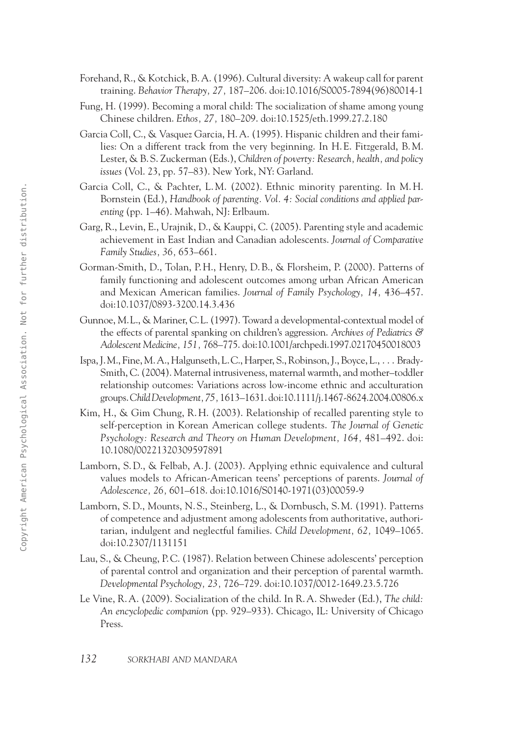Forehand, R., & Kotchick, B. A. (1996). Cultural diversity: A wakeup call for parent training. *Behavior Therapy, 27,* 187–206. doi:10.1016/S0005-7894(96)80014-1

Fung, H. (1999). Becoming a moral child: The socialization of shame among young Chinese children. *Ethos, 27,* 180–209. doi:10.1525/eth.1999.27.2.180

Garcia Coll, C., & Vasquez Garcia, H. A. (1995). Hispanic children and their families: On a different track from the very beginning. In H. E. Fitzgerald, B. M. Lester, & B. S. Zuckerman (Eds.), *Children of poverty: Research, health, and policy issues* (Vol. 23, pp. 57–83). New York, NY: Garland.

Garcia Coll, C., & Pachter, L. M. (2002). Ethnic minority parenting. In M. H. Bornstein (Ed.), *Handbook of parenting. Vol. 4: Social conditions and applied parenting* (pp. 1–46). Mahwah, NJ: Erlbaum.

Garg, R., Levin, E., Urajnik, D., & Kauppi, C. (2005). Parenting style and academic achievement in East Indian and Canadian adolescents. *Journal of Comparative Family Studies, 36,* 653–661.

Gorman-Smith, D., Tolan, P. H., Henry, D. B., & Florsheim, P. (2000). Patterns of family functioning and adolescent outcomes among urban African American and Mexican American families. *Journal of Family Psychology, 14,* 436–457. doi:10.1037/0893-3200.14.3.436

Gunnoe, M. L., & Mariner, C. L. (1997). Toward a developmental-contextual model of the effects of parental spanking on children's aggression. *Archives of Pediatrics & Adolescent Medicine, 151,* 768–775. doi:10.1001/archpedi.1997.02170450018003

Ispa, J. M., Fine, M. A., Halgunseth, L. C., Harper, S., Robinson, J., Boyce, L., . . . Brady-Smith, C. (2004). Maternal intrusiveness, maternal warmth, and mother–toddler relationship outcomes: Variations across low-income ethnic and acculturation groups. *Child Development, 75,* 1613–1631. doi:10.1111/j.1467-8624.2004.00806.x

Kim, H., & Gim Chung, R. H. (2003). Relationship of recalled parenting style to self-perception in Korean American college students. *The Journal of Genetic Psychology: Research and Theory on Human Development, 164,* 481–492. doi:10.1080/00221320309597891

Lamborn, S. D., & Felbab, A. J. (2003). Applying ethnic equivalence and cultural values models to African-American teens' perceptions of parents. *Journal of Adolescence, 26,* 601–618. doi:10.1016/S0140-1971(03)00059-9

Lamborn, S. D., Mounts, N. S., Steinberg, L., & Dornbusch, S. M. (1991). Patterns of competence and adjustment among adolescents from authoritative, authoritarian, indulgent and neglectful families. *Child Development, 62,* 1049–1065. doi:10.2307/1131151

Lau, S., & Cheung, P. C. (1987). Relation between Chinese adolescents' perception of parental control and organization and their perception of parental warmth. *Developmental Psychology, 23,* 726–729. doi:10.1037/0012-1649.23.5.726

Le Vine, R. A. (2009). Socialization of the child. In R. A. Shweder (Ed.), *The child: An encyclopedic companion* (pp. 929–933). Chicago, IL: University of Chicago Press.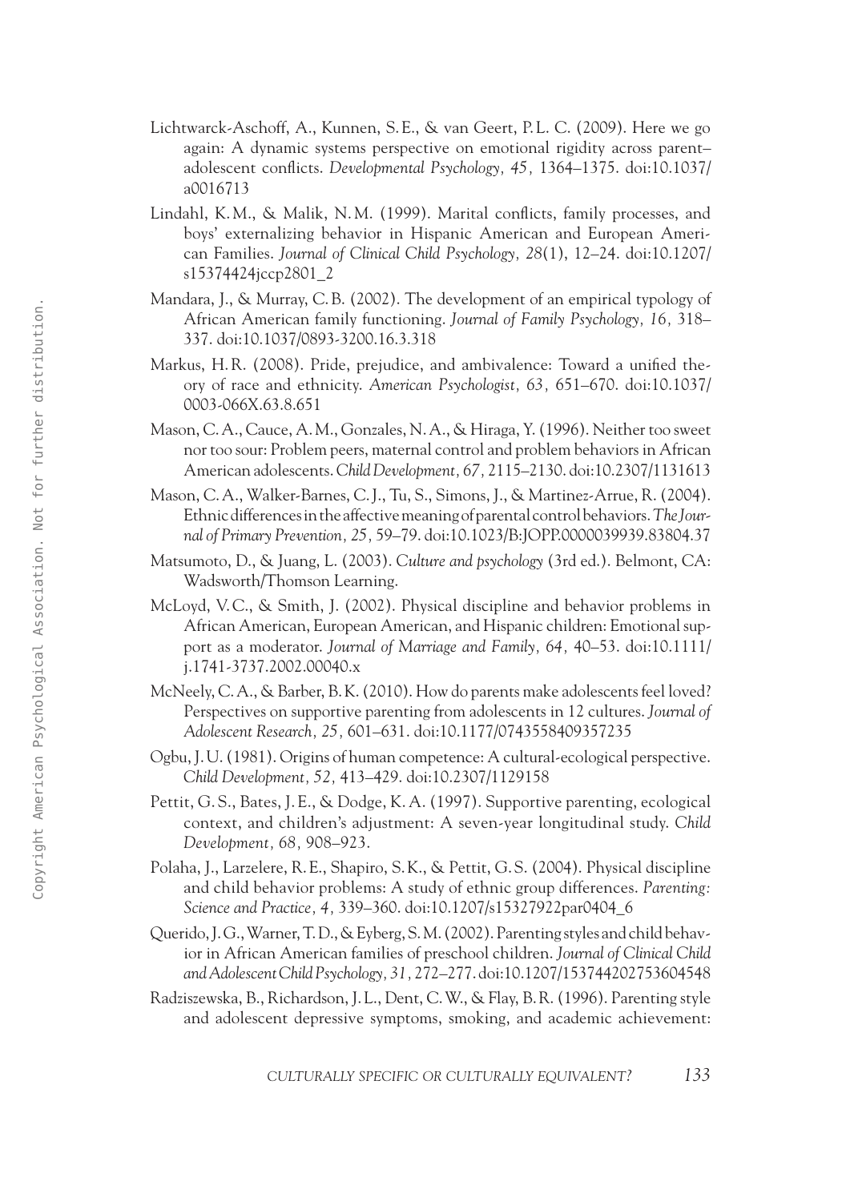Lichtwarck-Aschoff, A., Kunnen, S. E., & van Geert, P. L. C. (2009). Here we go again: A dynamic systems perspective on emotional rigidity across parent–adolescent conflicts. *Developmental Psychology, 45,* 1364–1375. doi:10.1037/a0016713

Lindahl, K. M., & Malik, N. M. (1999). Marital conflicts, family processes, and boys' externalizing behavior in Hispanic American and European American Families. *Journal of Clinical Child Psychology, 28*(1), 12–24. doi:10.1207/s15374424jccp2801_2

Mandara, J., & Murray, C. B. (2002). The development of an empirical typology of African American family functioning. *Journal of Family Psychology, 16,* 318–337. doi:10.1037/0893-3200.16.3.318

Markus, H. R. (2008). Pride, prejudice, and ambivalence: Toward a unified theory of race and ethnicity. *American Psychologist, 63,* 651–670. doi:10.1037/0003-066X.63.8.651

Mason, C. A., Cauce, A. M., Gonzales, N. A., & Hiraga, Y. (1996). Neither too sweet nor too sour: Problem peers, maternal control and problem behaviors in African American adolescents. *Child Development, 67,* 2115–2130. doi:10.2307/1131613

Mason, C. A., Walker-Barnes, C. J., Tu, S., Simons, J., & Martinez-Arrue, R. (2004). Ethnic differences in the affective meaning of parental control behaviors. *The Journal of Primary Prevention, 25,* 59–79. doi:10.1023/B:JOPP.0000039939.83804.37

Matsumoto, D., & Juang, L. (2003). *Culture and psychology* (3rd ed.). Belmont, CA: Wadsworth/Thomson Learning.

McLoyd, V. C., & Smith, J. (2002). Physical discipline and behavior problems in African American, European American, and Hispanic children: Emotional support as a moderator. *Journal of Marriage and Family, 64,* 40–53. doi:10.1111/j.1741-3737.2002.00040.x

McNeely, C. A., & Barber, B. K. (2010). How do parents make adolescents feel loved? Perspectives on supportive parenting from adolescents in 12 cultures. *Journal of Adolescent Research, 25,* 601–631. doi:10.1177/0743558409357235

Ogbu, J. U. (1981). Origins of human competence: A cultural-ecological perspective. *Child Development, 52,* 413–429. doi:10.2307/1129158

Pettit, G. S., Bates, J. E., & Dodge, K. A. (1997). Supportive parenting, ecological context, and children's adjustment: A seven-year longitudinal study. *Child Development, 68,* 908–923.

Polaha, J., Larzelere, R. E., Shapiro, S. K., & Pettit, G. S. (2004). Physical discipline and child behavior problems: A study of ethnic group differences. *Parenting: Science and Practice, 4,* 339–360. doi:10.1207/s15327922par0404_6

Querido, J. G., Warner, T. D., & Eyberg, S. M. (2002). Parenting styles and child behavior in African American families of preschool children. *Journal of Clinical Child and Adolescent Child Psychology, 31,* 272–277. doi:10.1207/153744202753604548

Radziszewska, B., Richardson, J. L., Dent, C. W., & Flay, B. R. (1996). Parenting style and adolescent depressive symptoms, smoking, and academic achievement: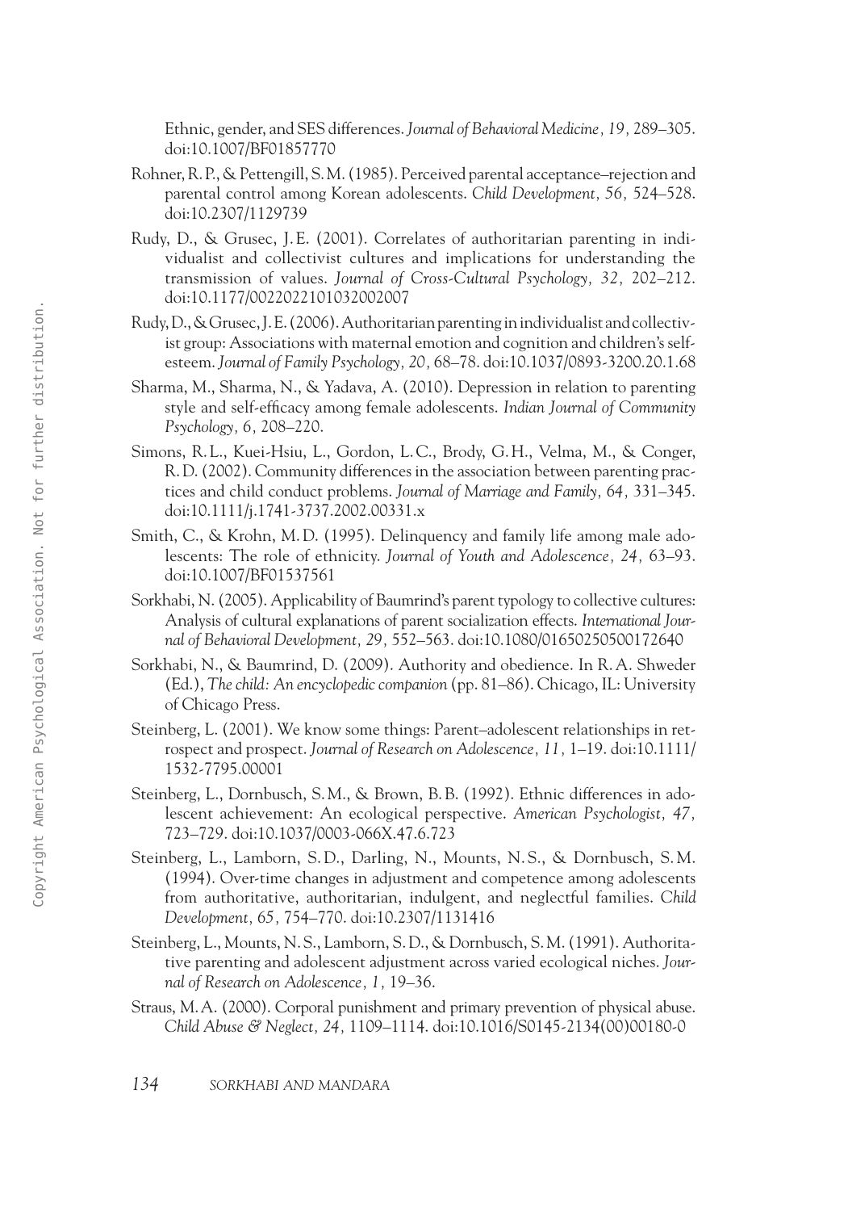Ethnic, gender, and SES differences. *Journal of Behavioral Medicine, 19,* 289–305. doi:10.1007/BF01857770

Rohner, R. P., & Pettengill, S. M. (1985). Perceived parental acceptance–rejection and parental control among Korean adolescents. *Child Development, 56,* 524–528. doi:10.2307/1129739

Rudy, D., & Grusec, J. E. (2001). Correlates of authoritarian parenting in individualist and collectivist cultures and implications for understanding the transmission of values. *Journal of Cross-Cultural Psychology, 32,* 202–212. doi:10.1177/0022022101032002007

Rudy, D., & Grusec, J. E. (2006). Authoritarian parenting in individualist and collectivist group: Associations with maternal emotion and cognition and children's self-esteem. *Journal of Family Psychology, 20,* 68–78. doi:10.1037/0893-3200.20.1.68

Sharma, M., Sharma, N., & Yadava, A. (2010). Depression in relation to parenting style and self-efficacy among female adolescents. *Indian Journal of Community Psychology, 6,* 208–220.

Simons, R. L., Kuei-Hsiu, L., Gordon, L. C., Brody, G. H., Velma, M., & Conger, R. D. (2002). Community differences in the association between parenting practices and child conduct problems. *Journal of Marriage and Family, 64,* 331–345. doi:10.1111/j.1741-3737.2002.00331.x

Smith, C., & Krohn, M. D. (1995). Delinquency and family life among male adolescents: The role of ethnicity. *Journal of Youth and Adolescence, 24,* 63–93. doi:10.1007/BF01537561

Sorkhabi, N. (2005). Applicability of Baumrind's parent typology to collective cultures: Analysis of cultural explanations of parent socialization effects. *International Journal of Behavioral Development, 29,* 552–563. doi:10.1080/01650250500172640

Sorkhabi, N., & Baumrind, D. (2009). Authority and obedience. In R. A. Shweder (Ed.), *The child: An encyclopedic companion* (pp. 81–86). Chicago, IL: University of Chicago Press.

Steinberg, L. (2001). We know some things: Parent–adolescent relationships in retrospect and prospect. *Journal of Research on Adolescence, 11,* 1–19. doi:10.1111/1532-7795.00001

Steinberg, L., Dornbusch, S. M., & Brown, B. B. (1992). Ethnic differences in adolescent achievement: An ecological perspective. *American Psychologist, 47,* 723–729. doi:10.1037/0003-066X.47.6.723

Steinberg, L., Lamborn, S. D., Darling, N., Mounts, N. S., & Dornbusch, S. M. (1994). Over-time changes in adjustment and competence among adolescents from authoritative, authoritarian, indulgent, and neglectful families. *Child Development, 65,* 754–770. doi:10.2307/1131416

Steinberg, L., Mounts, N. S., Lamborn, S. D., & Dornbusch, S. M. (1991). Authoritative parenting and adolescent adjustment across varied ecological niches. *Journal of Research on Adolescence, 1,* 19–36.

Straus, M. A. (2000). Corporal punishment and primary prevention of physical abuse. *Child Abuse & Neglect, 24,* 1109–1114. doi:10.1016/S0145-2134(00)00180-0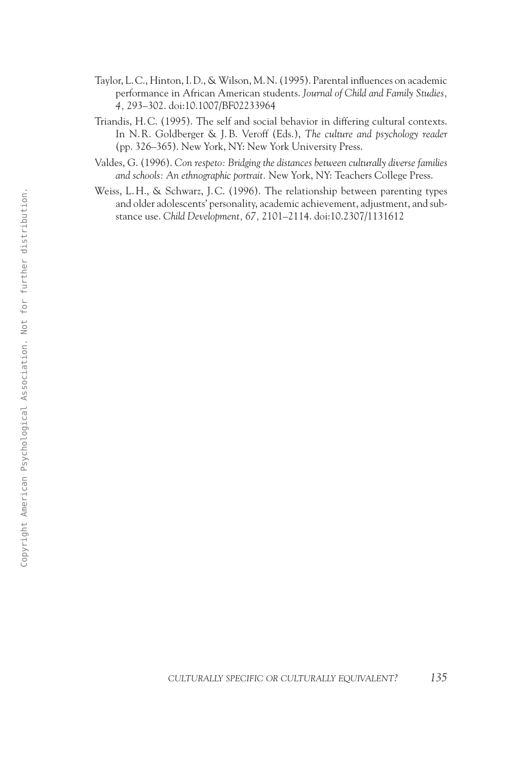Taylor, L. C., Hinton, I. D., & Wilson, M. N. (1995). Parental influences on academic performance in African American students. *Journal of Child and Family Studies, 4,* 293–302. doi:10.1007/BF02233964

Triandis, H. C. (1995). The self and social behavior in differing cultural contexts. In N. R. Goldberger & J. B. Veroff (Eds.), *The culture and psychology reader* (pp. 326–365). New York, NY: New York University Press.

Valdes, G. (1996). *Con respeto: Bridging the distances between culturally diverse families and schools: An ethnographic portrait.* New York, NY: Teachers College Press.

Weiss, L. H., & Schwarz, J. C. (1996). The relationship between parenting types and older adolescents' personality, academic achievement, adjustment, and substance use. *Child Development, 67,* 2101–2114. doi:10.2307/1131612